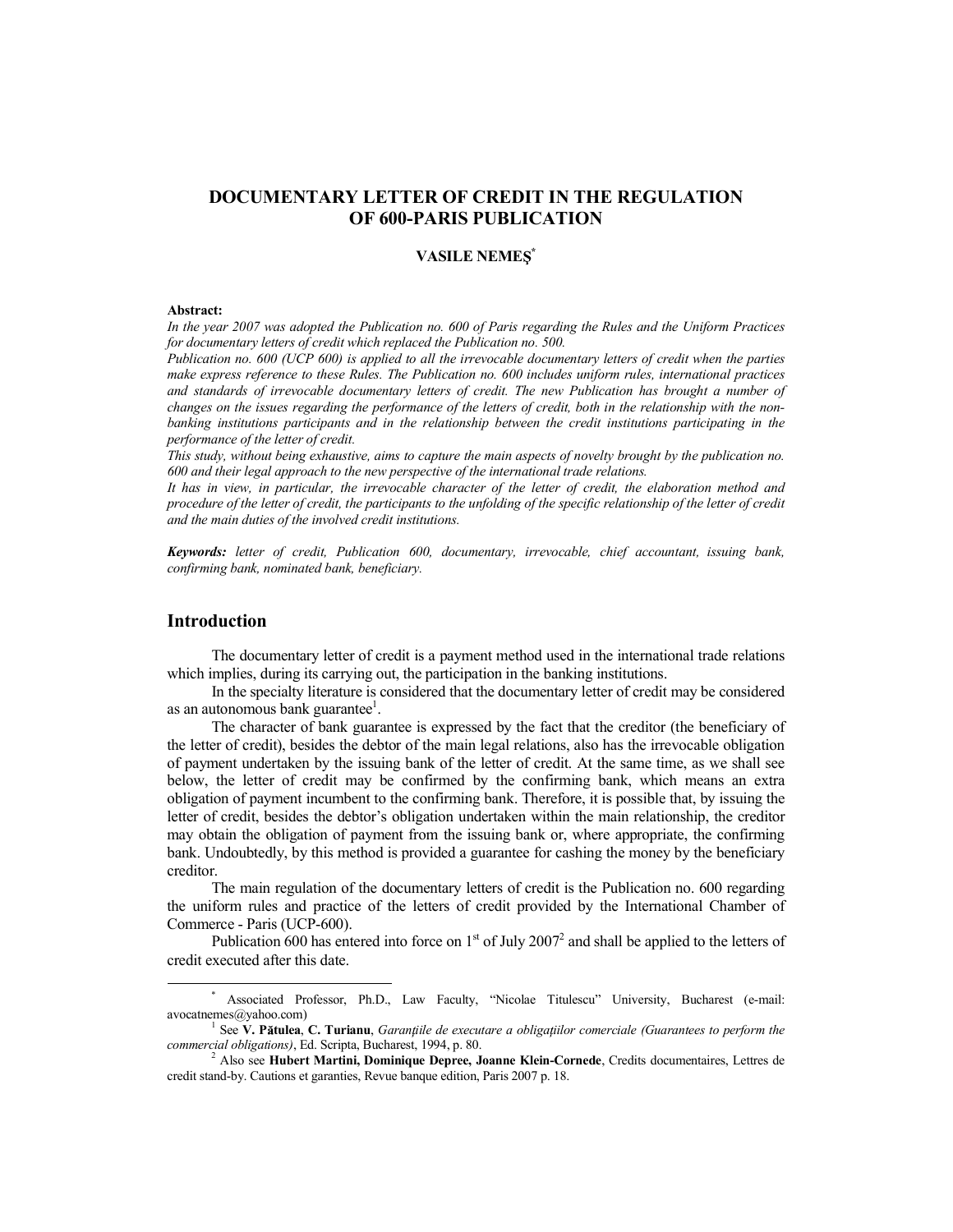# DOCUMENTARY LETTER OF CREDIT IN THE REGULATION OF 600-PARIS PUBLICATION

**VASILE NEMEŞ**[*]

**Abstract:**

*In the year 2007 was adopted the Publication no. 600 of Paris regarding the Rules and the Uniform Practices for documentary letters of credit which replaced the Publication no. 500.*

*Publication no. 600 (UCP 600) is applied to all the irrevocable documentary letters of credit when the parties make express reference to these Rules. The Publication no. 600 includes uniform rules, international practices and standards of irrevocable documentary letters of credit. The new Publication has brought a number of changes on the issues regarding the performance of the letters of credit, both in the relationship with the non-banking institutions participants and in the relationship between the credit institutions participating in the performance of the letter of credit.*

*This study, without being exhaustive, aims to capture the main aspects of novelty brought by the publication no. 600 and their legal approach to the new perspective of the international trade relations.*

*It has in view, in particular, the irrevocable character of the letter of credit, the elaboration method and procedure of the letter of credit, the participants to the unfolding of the specific relationship of the letter of credit and the main duties of the involved credit institutions.*

***Keywords:*** *letter of credit, Publication 600, documentary, irrevocable, chief accountant, issuing bank, confirming bank, nominated bank, beneficiary.*

## Introduction

The documentary letter of credit is a payment method used in the international trade relations which implies, during its carrying out, the participation in the banking institutions.

In the specialty literature is considered that the documentary letter of credit may be considered as an autonomous bank guarantee[1].

The character of bank guarantee is expressed by the fact that the creditor (the beneficiary of the letter of credit), besides the debtor of the main legal relations, also has the irrevocable obligation of payment undertaken by the issuing bank of the letter of credit. At the same time, as we shall see below, the letter of credit may be confirmed by the confirming bank, which means an extra obligation of payment incumbent to the confirming bank. Therefore, it is possible that, by issuing the letter of credit, besides the debtor's obligation undertaken within the main relationship, the creditor may obtain the obligation of payment from the issuing bank or, where appropriate, the confirming bank. Undoubtedly, by this method is provided a guarantee for cashing the money by the beneficiary creditor.

The main regulation of the documentary letters of credit is the Publication no. 600 regarding the uniform rules and practice of the letters of credit provided by the International Chamber of Commerce - Paris (UCP-600).

Publication 600 has entered into force on 1st of July 2007[2] and shall be applied to the letters of credit executed after this date.

---

[*] Associated Professor, Ph.D., Law Faculty, "Nicolae Titulescu" University, Bucharest (e-mail: avocatnemes@yahoo.com)

[1] See **V. Pătulea**, **C. Turianu**, *Garanţiile de executare a obligaţiilor comerciale (Guarantees to perform the commercial obligations)*, Ed. Scripta, Bucharest, 1994, p. 80.

[2] Also see **Hubert Martini, Dominique Depree, Joanne Klein-Cornede**, Credits documentaires, Lettres de credit stand-by. Cautions et garanties, Revue banque edition, Paris 2007 p. 18.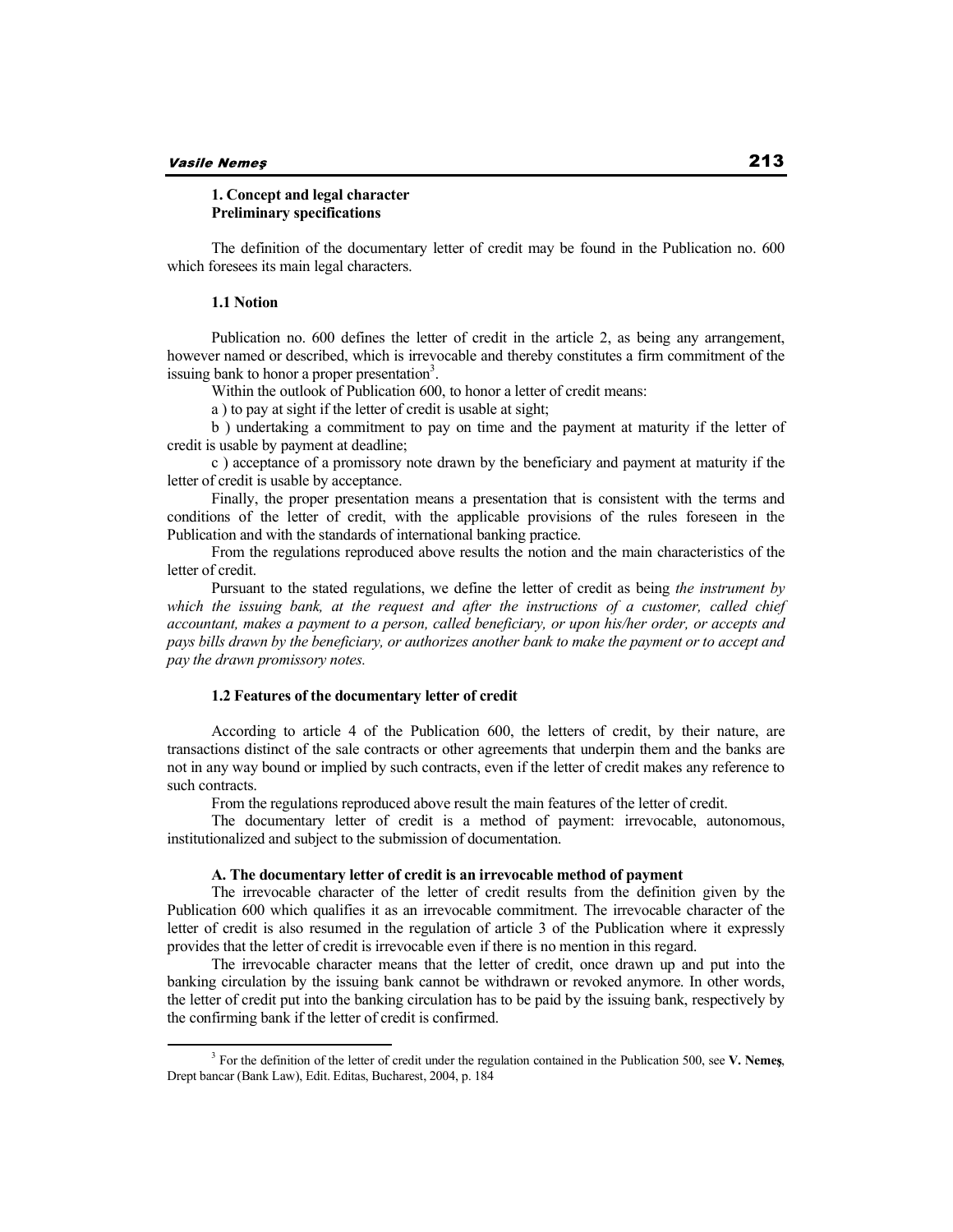## 1. Concept and legal character
## Preliminary specifications

The definition of the documentary letter of credit may be found in the Publication no. 600 which foresees its main legal characters.

### 1.1 Notion

Publication no. 600 defines the letter of credit in the article 2, as being any arrangement, however named or described, which is irrevocable and thereby constitutes a firm commitment of the issuing bank to honor a proper presentation[3].

Within the outlook of Publication 600, to honor a letter of credit means:

a ) to pay at sight if the letter of credit is usable at sight;

b ) undertaking a commitment to pay on time and the payment at maturity if the letter of credit is usable by payment at deadline;

c ) acceptance of a promissory note drawn by the beneficiary and payment at maturity if the letter of credit is usable by acceptance.

Finally, the proper presentation means a presentation that is consistent with the terms and conditions of the letter of credit, with the applicable provisions of the rules foreseen in the Publication and with the standards of international banking practice.

From the regulations reproduced above results the notion and the main characteristics of the letter of credit.

Pursuant to the stated regulations, we define the letter of credit as being *the instrument by which the issuing bank, at the request and after the instructions of a customer, called chief accountant, makes a payment to a person, called beneficiary, or upon his/her order, or accepts and pays bills drawn by the beneficiary, or authorizes another bank to make the payment or to accept and pay the drawn promissory notes.*

### 1.2 Features of the documentary letter of credit

According to article 4 of the Publication 600, the letters of credit, by their nature, are transactions distinct of the sale contracts or other agreements that underpin them and the banks are not in any way bound or implied by such contracts, even if the letter of credit makes any reference to such contracts.

From the regulations reproduced above result the main features of the letter of credit.

The documentary letter of credit is a method of payment: irrevocable, autonomous, institutionalized and subject to the submission of documentation.

#### A. The documentary letter of credit is an irrevocable method of payment

The irrevocable character of the letter of credit results from the definition given by the Publication 600 which qualifies it as an irrevocable commitment. The irrevocable character of the letter of credit is also resumed in the regulation of article 3 of the Publication where it expressly provides that the letter of credit is irrevocable even if there is no mention in this regard.

The irrevocable character means that the letter of credit, once drawn up and put into the banking circulation by the issuing bank cannot be withdrawn or revoked anymore. In other words, the letter of credit put into the banking circulation has to be paid by the issuing bank, respectively by the confirming bank if the letter of credit is confirmed.

---

[3] For the definition of the letter of credit under the regulation contained in the Publication 500, see **V. Nemeş**, Drept bancar (Bank Law), Edit. Editas, Bucharest, 2004, p. 184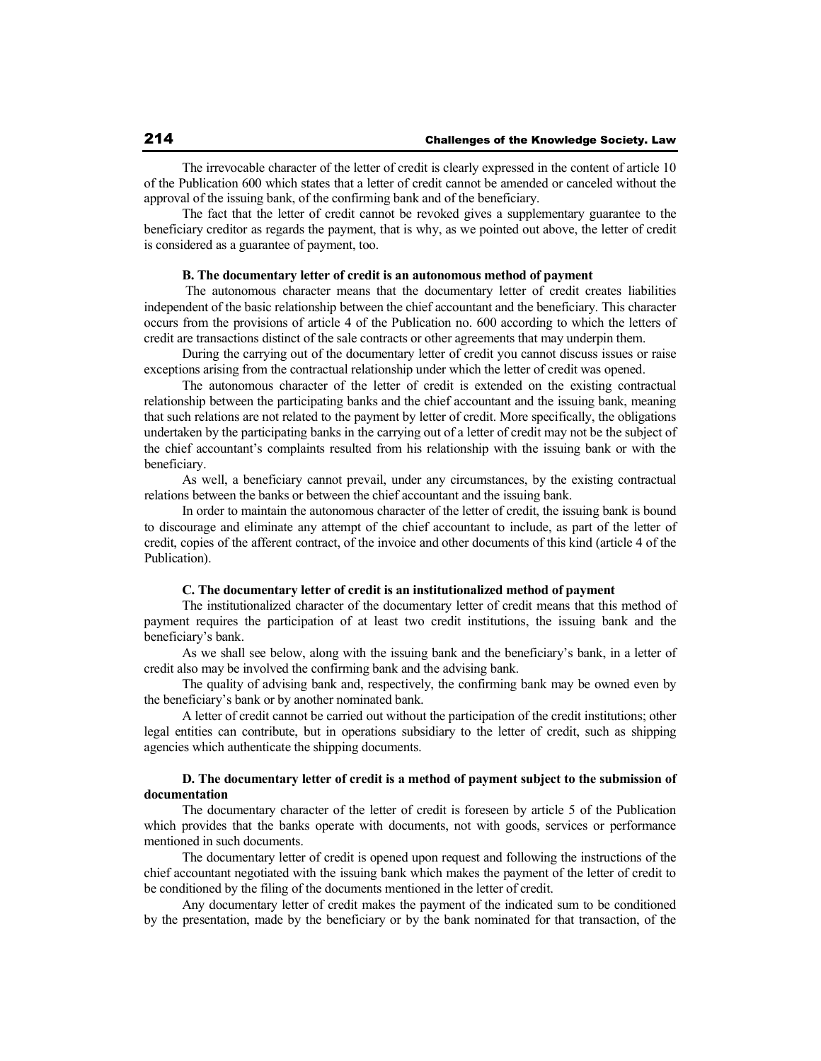The irrevocable character of the letter of credit is clearly expressed in the content of article 10 of the Publication 600 which states that a letter of credit cannot be amended or canceled without the approval of the issuing bank, of the confirming bank and of the beneficiary.

The fact that the letter of credit cannot be revoked gives a supplementary guarantee to the beneficiary creditor as regards the payment, that is why, as we pointed out above, the letter of credit is considered as a guarantee of payment, too.

**B. The documentary letter of credit is an autonomous method of payment**

The autonomous character means that the documentary letter of credit creates liabilities independent of the basic relationship between the chief accountant and the beneficiary. This character occurs from the provisions of article 4 of the Publication no. 600 according to which the letters of credit are transactions distinct of the sale contracts or other agreements that may underpin them.

During the carrying out of the documentary letter of credit you cannot discuss issues or raise exceptions arising from the contractual relationship under which the letter of credit was opened.

The autonomous character of the letter of credit is extended on the existing contractual relationship between the participating banks and the chief accountant and the issuing bank, meaning that such relations are not related to the payment by letter of credit. More specifically, the obligations undertaken by the participating banks in the carrying out of a letter of credit may not be the subject of the chief accountant's complaints resulted from his relationship with the issuing bank or with the beneficiary.

As well, a beneficiary cannot prevail, under any circumstances, by the existing contractual relations between the banks or between the chief accountant and the issuing bank.

In order to maintain the autonomous character of the letter of credit, the issuing bank is bound to discourage and eliminate any attempt of the chief accountant to include, as part of the letter of credit, copies of the afferent contract, of the invoice and other documents of this kind (article 4 of the Publication).

**C. The documentary letter of credit is an institutionalized method of payment**

The institutionalized character of the documentary letter of credit means that this method of payment requires the participation of at least two credit institutions, the issuing bank and the beneficiary's bank.

As we shall see below, along with the issuing bank and the beneficiary's bank, in a letter of credit also may be involved the confirming bank and the advising bank.

The quality of advising bank and, respectively, the confirming bank may be owned even by the beneficiary's bank or by another nominated bank.

A letter of credit cannot be carried out without the participation of the credit institutions; other legal entities can contribute, but in operations subsidiary to the letter of credit, such as shipping agencies which authenticate the shipping documents.

**D. The documentary letter of credit is a method of payment subject to the submission of documentation**

The documentary character of the letter of credit is foreseen by article 5 of the Publication which provides that the banks operate with documents, not with goods, services or performance mentioned in such documents.

The documentary letter of credit is opened upon request and following the instructions of the chief accountant negotiated with the issuing bank which makes the payment of the letter of credit to be conditioned by the filing of the documents mentioned in the letter of credit.

Any documentary letter of credit makes the payment of the indicated sum to be conditioned by the presentation, made by the beneficiary or by the bank nominated for that transaction, of the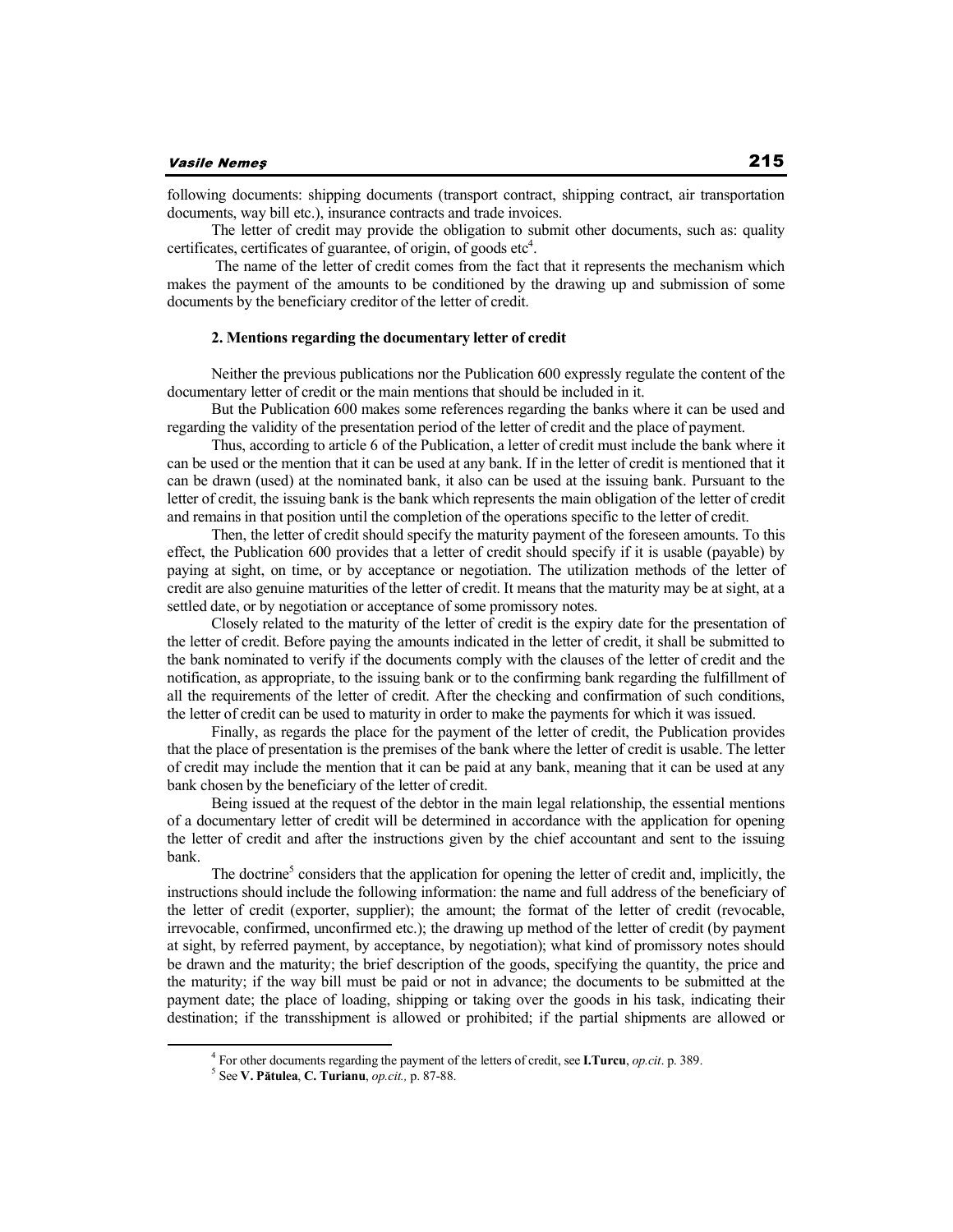following documents: shipping documents (transport contract, shipping contract, air transportation documents, way bill etc.), insurance contracts and trade invoices.

The letter of credit may provide the obligation to submit other documents, such as: quality certificates, certificates of guarantee, of origin, of goods etc[4].

The name of the letter of credit comes from the fact that it represents the mechanism which makes the payment of the amounts to be conditioned by the drawing up and submission of some documents by the beneficiary creditor of the letter of credit.

### 2. Mentions regarding the documentary letter of credit

Neither the previous publications nor the Publication 600 expressly regulate the content of the documentary letter of credit or the main mentions that should be included in it.

But the Publication 600 makes some references regarding the banks where it can be used and regarding the validity of the presentation period of the letter of credit and the place of payment.

Thus, according to article 6 of the Publication, a letter of credit must include the bank where it can be used or the mention that it can be used at any bank. If in the letter of credit is mentioned that it can be drawn (used) at the nominated bank, it also can be used at the issuing bank. Pursuant to the letter of credit, the issuing bank is the bank which represents the main obligation of the letter of credit and remains in that position until the completion of the operations specific to the letter of credit.

Then, the letter of credit should specify the maturity payment of the foreseen amounts. To this effect, the Publication 600 provides that a letter of credit should specify if it is usable (payable) by paying at sight, on time, or by acceptance or negotiation. The utilization methods of the letter of credit are also genuine maturities of the letter of credit. It means that the maturity may be at sight, at a settled date, or by negotiation or acceptance of some promissory notes.

Closely related to the maturity of the letter of credit is the expiry date for the presentation of the letter of credit. Before paying the amounts indicated in the letter of credit, it shall be submitted to the bank nominated to verify if the documents comply with the clauses of the letter of credit and the notification, as appropriate, to the issuing bank or to the confirming bank regarding the fulfillment of all the requirements of the letter of credit. After the checking and confirmation of such conditions, the letter of credit can be used to maturity in order to make the payments for which it was issued.

Finally, as regards the place for the payment of the letter of credit, the Publication provides that the place of presentation is the premises of the bank where the letter of credit is usable. The letter of credit may include the mention that it can be paid at any bank, meaning that it can be used at any bank chosen by the beneficiary of the letter of credit.

Being issued at the request of the debtor in the main legal relationship, the essential mentions of a documentary letter of credit will be determined in accordance with the application for opening the letter of credit and after the instructions given by the chief accountant and sent to the issuing bank.

The doctrine[5] considers that the application for opening the letter of credit and, implicitly, the instructions should include the following information: the name and full address of the beneficiary of the letter of credit (exporter, supplier); the amount; the format of the letter of credit (revocable, irrevocable, confirmed, unconfirmed etc.); the drawing up method of the letter of credit (by payment at sight, by referred payment, by acceptance, by negotiation); what kind of promissory notes should be drawn and the maturity; the brief description of the goods, specifying the quantity, the price and the maturity; if the way bill must be paid or not in advance; the documents to be submitted at the payment date; the place of loading, shipping or taking over the goods in his task, indicating their destination; if the transshipment is allowed or prohibited; if the partial shipments are allowed or

---

[4] For other documents regarding the payment of the letters of credit, see **I.Turcu**, *op.cit*. p. 389.

[5] See **V. Pătulea**, **C. Turianu**, *op.cit.,* p. 87-88.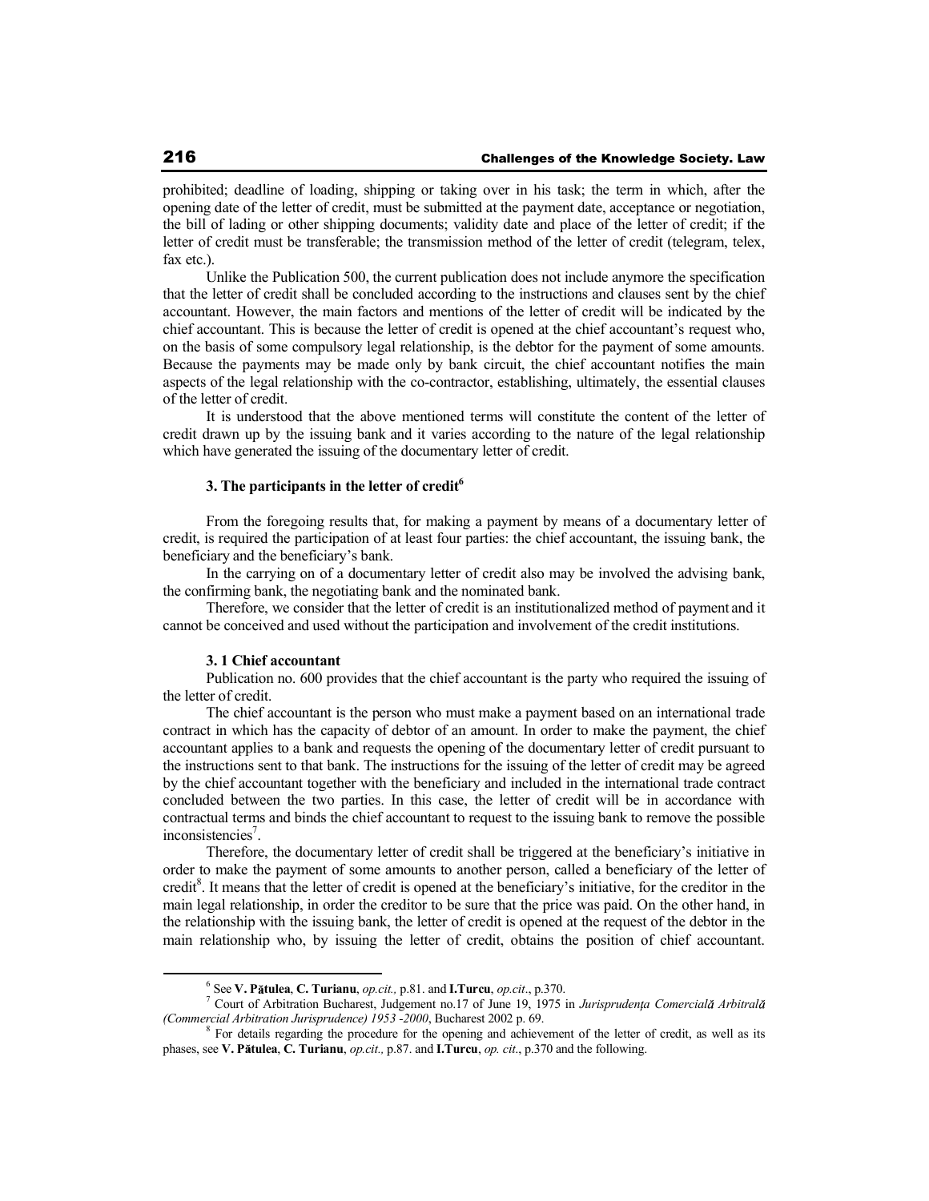prohibited; deadline of loading, shipping or taking over in his task; the term in which, after the opening date of the letter of credit, must be submitted at the payment date, acceptance or negotiation, the bill of lading or other shipping documents; validity date and place of the letter of credit; if the letter of credit must be transferable; the transmission method of the letter of credit (telegram, telex, fax etc.).

Unlike the Publication 500, the current publication does not include anymore the specification that the letter of credit shall be concluded according to the instructions and clauses sent by the chief accountant. However, the main factors and mentions of the letter of credit will be indicated by the chief accountant. This is because the letter of credit is opened at the chief accountant's request who, on the basis of some compulsory legal relationship, is the debtor for the payment of some amounts. Because the payments may be made only by bank circuit, the chief accountant notifies the main aspects of the legal relationship with the co-contractor, establishing, ultimately, the essential clauses of the letter of credit.

It is understood that the above mentioned terms will constitute the content of the letter of credit drawn up by the issuing bank and it varies according to the nature of the legal relationship which have generated the issuing of the documentary letter of credit.

### 3. The participants in the letter of credit[6]

From the foregoing results that, for making a payment by means of a documentary letter of credit, is required the participation of at least four parties: the chief accountant, the issuing bank, the beneficiary and the beneficiary's bank.

In the carrying on of a documentary letter of credit also may be involved the advising bank, the confirming bank, the negotiating bank and the nominated bank.

Therefore, we consider that the letter of credit is an institutionalized method of payment and it cannot be conceived and used without the participation and involvement of the credit institutions.

#### 3. 1 Chief accountant

Publication no. 600 provides that the chief accountant is the party who required the issuing of the letter of credit.

The chief accountant is the person who must make a payment based on an international trade contract in which has the capacity of debtor of an amount. In order to make the payment, the chief accountant applies to a bank and requests the opening of the documentary letter of credit pursuant to the instructions sent to that bank. The instructions for the issuing of the letter of credit may be agreed by the chief accountant together with the beneficiary and included in the international trade contract concluded between the two parties. In this case, the letter of credit will be in accordance with contractual terms and binds the chief accountant to request to the issuing bank to remove the possible inconsistencies[7].

Therefore, the documentary letter of credit shall be triggered at the beneficiary's initiative in order to make the payment of some amounts to another person, called a beneficiary of the letter of credit[8]. It means that the letter of credit is opened at the beneficiary's initiative, for the creditor in the main legal relationship, in order the creditor to be sure that the price was paid. On the other hand, in the relationship with the issuing bank, the letter of credit is opened at the request of the debtor in the main relationship who, by issuing the letter of credit, obtains the position of chief accountant.

---

[6] See **V. Pătulea**, **C. Turianu**, *op.cit.,* p.81. and **I.Turcu**, *op.cit*., p.370.

[7] Court of Arbitration Bucharest, Judgement no.17 of June 19, 1975 in *Jurisprudenţa Comercială Arbitrală (Commercial Arbitration Jurisprudence) 1953 -2000*, Bucharest 2002 p. 69.

[8] For details regarding the procedure for the opening and achievement of the letter of credit, as well as its phases, see **V. Pătulea**, **C. Turianu**, *op.cit.,* p.87. and **I.Turcu**, *op. cit*., p.370 and the following.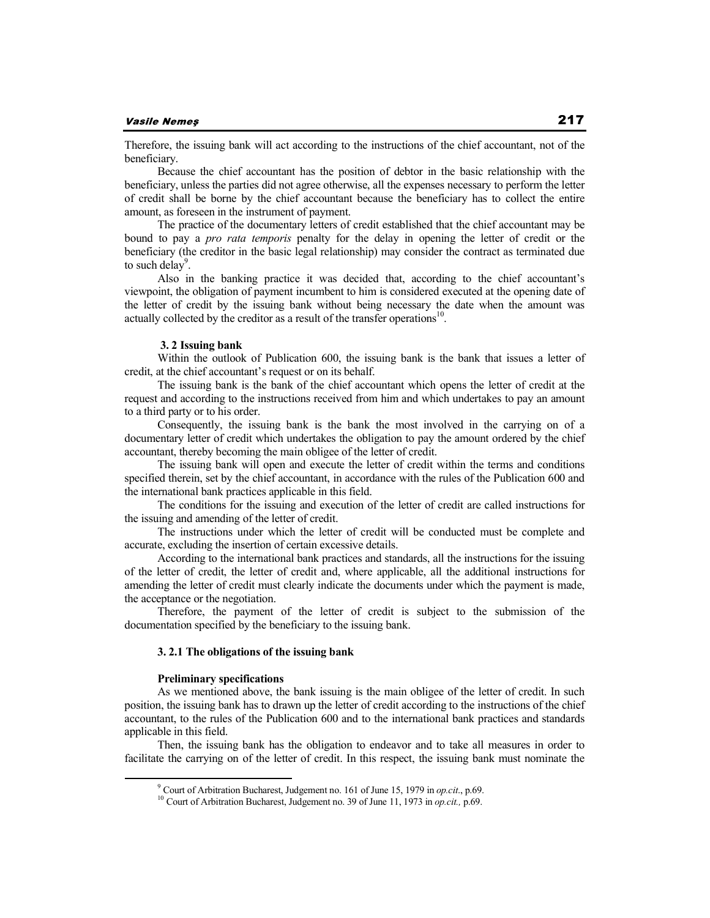Therefore, the issuing bank will act according to the instructions of the chief accountant, not of the beneficiary.

Because the chief accountant has the position of debtor in the basic relationship with the beneficiary, unless the parties did not agree otherwise, all the expenses necessary to perform the letter of credit shall be borne by the chief accountant because the beneficiary has to collect the entire amount, as foreseen in the instrument of payment.

The practice of the documentary letters of credit established that the chief accountant may be bound to pay a *pro rata temporis* penalty for the delay in opening the letter of credit or the beneficiary (the creditor in the basic legal relationship) may consider the contract as terminated due to such delay[9].

Also in the banking practice it was decided that, according to the chief accountant's viewpoint, the obligation of payment incumbent to him is considered executed at the opening date of the letter of credit by the issuing bank without being necessary the date when the amount was actually collected by the creditor as a result of the transfer operations[10].

### 3. 2 Issuing bank

Within the outlook of Publication 600, the issuing bank is the bank that issues a letter of credit, at the chief accountant's request or on its behalf.

The issuing bank is the bank of the chief accountant which opens the letter of credit at the request and according to the instructions received from him and which undertakes to pay an amount to a third party or to his order.

Consequently, the issuing bank is the bank the most involved in the carrying on of a documentary letter of credit which undertakes the obligation to pay the amount ordered by the chief accountant, thereby becoming the main obligee of the letter of credit.

The issuing bank will open and execute the letter of credit within the terms and conditions specified therein, set by the chief accountant, in accordance with the rules of the Publication 600 and the international bank practices applicable in this field.

The conditions for the issuing and execution of the letter of credit are called instructions for the issuing and amending of the letter of credit.

The instructions under which the letter of credit will be conducted must be complete and accurate, excluding the insertion of certain excessive details.

According to the international bank practices and standards, all the instructions for the issuing of the letter of credit, the letter of credit and, where applicable, all the additional instructions for amending the letter of credit must clearly indicate the documents under which the payment is made, the acceptance or the negotiation.

Therefore, the payment of the letter of credit is subject to the submission of the documentation specified by the beneficiary to the issuing bank.

#### 3. 2.1 The obligations of the issuing bank

**Preliminary specifications**

As we mentioned above, the bank issuing is the main obligee of the letter of credit. In such position, the issuing bank has to drawn up the letter of credit according to the instructions of the chief accountant, to the rules of the Publication 600 and to the international bank practices and standards applicable in this field.

Then, the issuing bank has the obligation to endeavor and to take all measures in order to facilitate the carrying on of the letter of credit. In this respect, the issuing bank must nominate the

---

[9] Court of Arbitration Bucharest, Judgement no. 161 of June 15, 1979 in *op.cit.*, p.69.

[10] Court of Arbitration Bucharest, Judgement no. 39 of June 11, 1973 in *op.cit.,* p.69.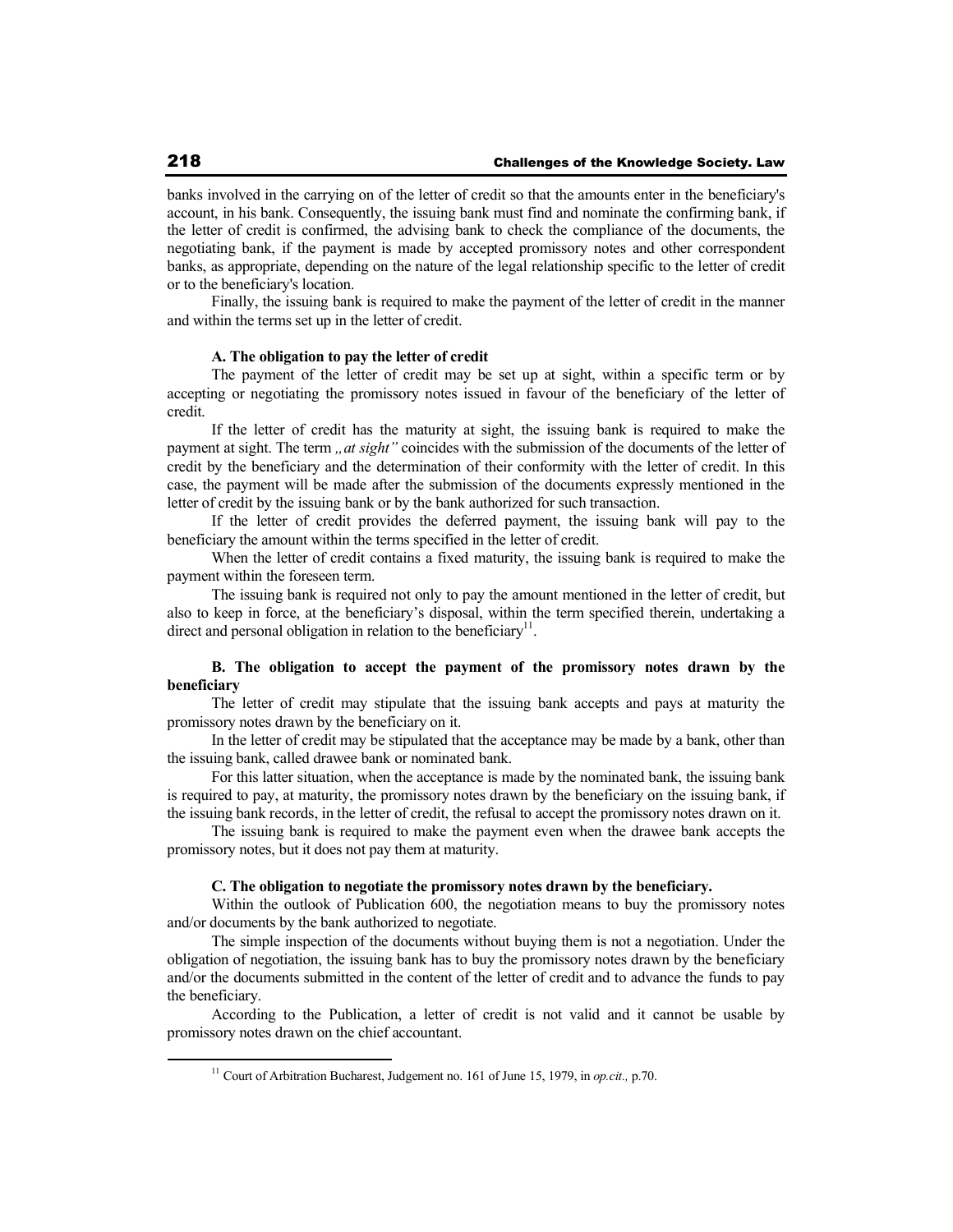banks involved in the carrying on of the letter of credit so that the amounts enter in the beneficiary's account, in his bank. Consequently, the issuing bank must find and nominate the confirming bank, if the letter of credit is confirmed, the advising bank to check the compliance of the documents, the negotiating bank, if the payment is made by accepted promissory notes and other correspondent banks, as appropriate, depending on the nature of the legal relationship specific to the letter of credit or to the beneficiary's location.

Finally, the issuing bank is required to make the payment of the letter of credit in the manner and within the terms set up in the letter of credit.

**A. The obligation to pay the letter of credit**

The payment of the letter of credit may be set up at sight, within a specific term or by accepting or negotiating the promissory notes issued in favour of the beneficiary of the letter of credit.

If the letter of credit has the maturity at sight, the issuing bank is required to make the payment at sight. The term *„at sight"* coincides with the submission of the documents of the letter of credit by the beneficiary and the determination of their conformity with the letter of credit. In this case, the payment will be made after the submission of the documents expressly mentioned in the letter of credit by the issuing bank or by the bank authorized for such transaction.

If the letter of credit provides the deferred payment, the issuing bank will pay to the beneficiary the amount within the terms specified in the letter of credit.

When the letter of credit contains a fixed maturity, the issuing bank is required to make the payment within the foreseen term.

The issuing bank is required not only to pay the amount mentioned in the letter of credit, but also to keep in force, at the beneficiary's disposal, within the term specified therein, undertaking a direct and personal obligation in relation to the beneficiary[11].

**B. The obligation to accept the payment of the promissory notes drawn by the beneficiary**

The letter of credit may stipulate that the issuing bank accepts and pays at maturity the promissory notes drawn by the beneficiary on it.

In the letter of credit may be stipulated that the acceptance may be made by a bank, other than the issuing bank, called drawee bank or nominated bank.

For this latter situation, when the acceptance is made by the nominated bank, the issuing bank is required to pay, at maturity, the promissory notes drawn by the beneficiary on the issuing bank, if the issuing bank records, in the letter of credit, the refusal to accept the promissory notes drawn on it.

The issuing bank is required to make the payment even when the drawee bank accepts the promissory notes, but it does not pay them at maturity.

**C. The obligation to negotiate the promissory notes drawn by the beneficiary.**

Within the outlook of Publication 600, the negotiation means to buy the promissory notes and/or documents by the bank authorized to negotiate.

The simple inspection of the documents without buying them is not a negotiation. Under the obligation of negotiation, the issuing bank has to buy the promissory notes drawn by the beneficiary and/or the documents submitted in the content of the letter of credit and to advance the funds to pay the beneficiary.

According to the Publication, a letter of credit is not valid and it cannot be usable by promissory notes drawn on the chief accountant.

[11] Court of Arbitration Bucharest, Judgement no. 161 of June 15, 1979, in *op.cit.,* p.70.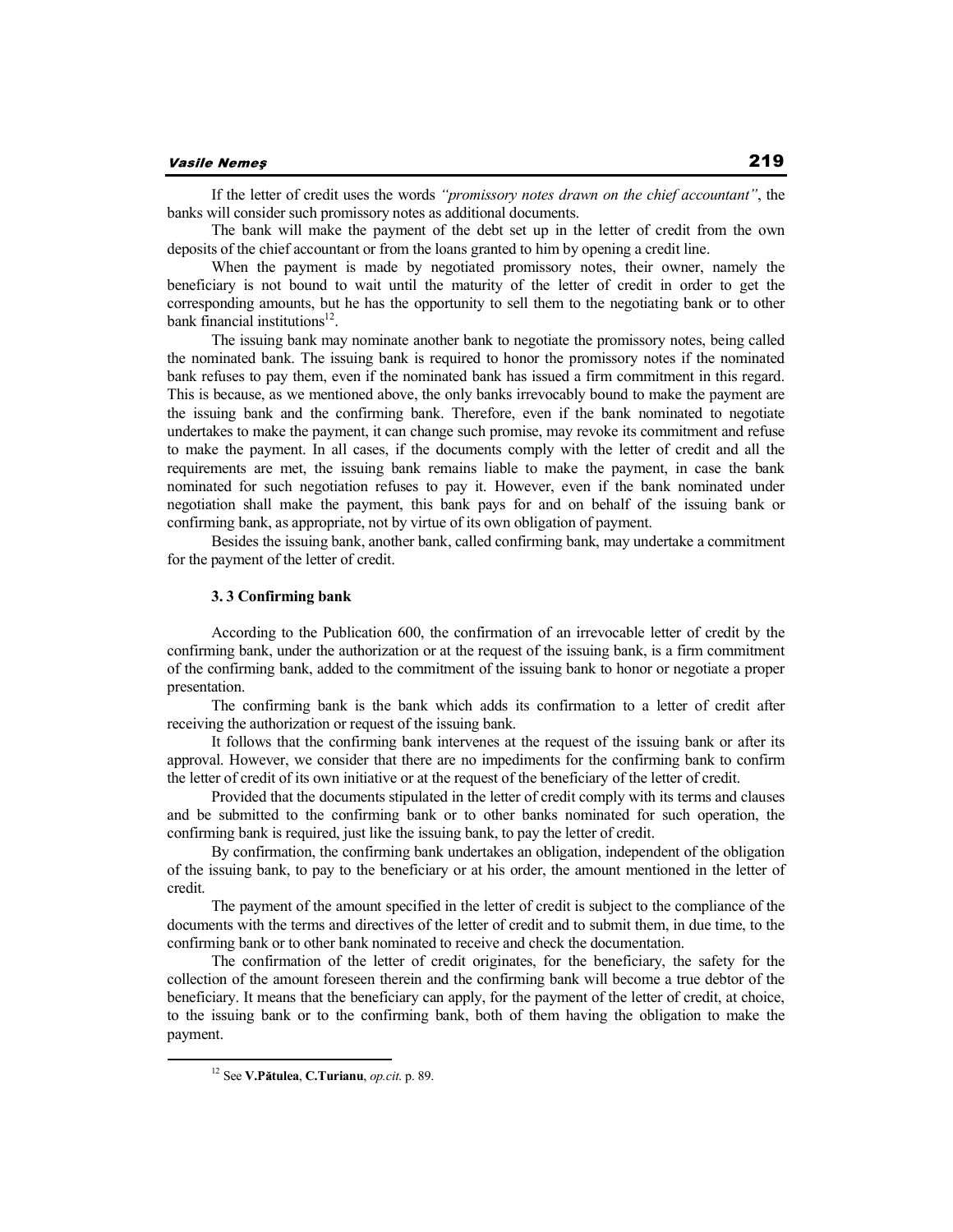If the letter of credit uses the words *"promissory notes drawn on the chief accountant"*, the banks will consider such promissory notes as additional documents.

The bank will make the payment of the debt set up in the letter of credit from the own deposits of the chief accountant or from the loans granted to him by opening a credit line.

When the payment is made by negotiated promissory notes, their owner, namely the beneficiary is not bound to wait until the maturity of the letter of credit in order to get the corresponding amounts, but he has the opportunity to sell them to the negotiating bank or to other bank financial institutions[12].

The issuing bank may nominate another bank to negotiate the promissory notes, being called the nominated bank. The issuing bank is required to honor the promissory notes if the nominated bank refuses to pay them, even if the nominated bank has issued a firm commitment in this regard. This is because, as we mentioned above, the only banks irrevocably bound to make the payment are the issuing bank and the confirming bank. Therefore, even if the bank nominated to negotiate undertakes to make the payment, it can change such promise, may revoke its commitment and refuse to make the payment. In all cases, if the documents comply with the letter of credit and all the requirements are met, the issuing bank remains liable to make the payment, in case the bank nominated for such negotiation refuses to pay it. However, even if the bank nominated under negotiation shall make the payment, this bank pays for and on behalf of the issuing bank or confirming bank, as appropriate, not by virtue of its own obligation of payment.

Besides the issuing bank, another bank, called confirming bank, may undertake a commitment for the payment of the letter of credit.

### 3. 3 Confirming bank

According to the Publication 600, the confirmation of an irrevocable letter of credit by the confirming bank, under the authorization or at the request of the issuing bank, is a firm commitment of the confirming bank, added to the commitment of the issuing bank to honor or negotiate a proper presentation.

The confirming bank is the bank which adds its confirmation to a letter of credit after receiving the authorization or request of the issuing bank.

It follows that the confirming bank intervenes at the request of the issuing bank or after its approval. However, we consider that there are no impediments for the confirming bank to confirm the letter of credit of its own initiative or at the request of the beneficiary of the letter of credit.

Provided that the documents stipulated in the letter of credit comply with its terms and clauses and be submitted to the confirming bank or to other banks nominated for such operation, the confirming bank is required, just like the issuing bank, to pay the letter of credit.

By confirmation, the confirming bank undertakes an obligation, independent of the obligation of the issuing bank, to pay to the beneficiary or at his order, the amount mentioned in the letter of credit.

The payment of the amount specified in the letter of credit is subject to the compliance of the documents with the terms and directives of the letter of credit and to submit them, in due time, to the confirming bank or to other bank nominated to receive and check the documentation.

The confirmation of the letter of credit originates, for the beneficiary, the safety for the collection of the amount foreseen therein and the confirming bank will become a true debtor of the beneficiary. It means that the beneficiary can apply, for the payment of the letter of credit, at choice, to the issuing bank or to the confirming bank, both of them having the obligation to make the payment.

---

[12] See **V.Pătulea**, **C.Turianu**, *op.cit.* p. 89.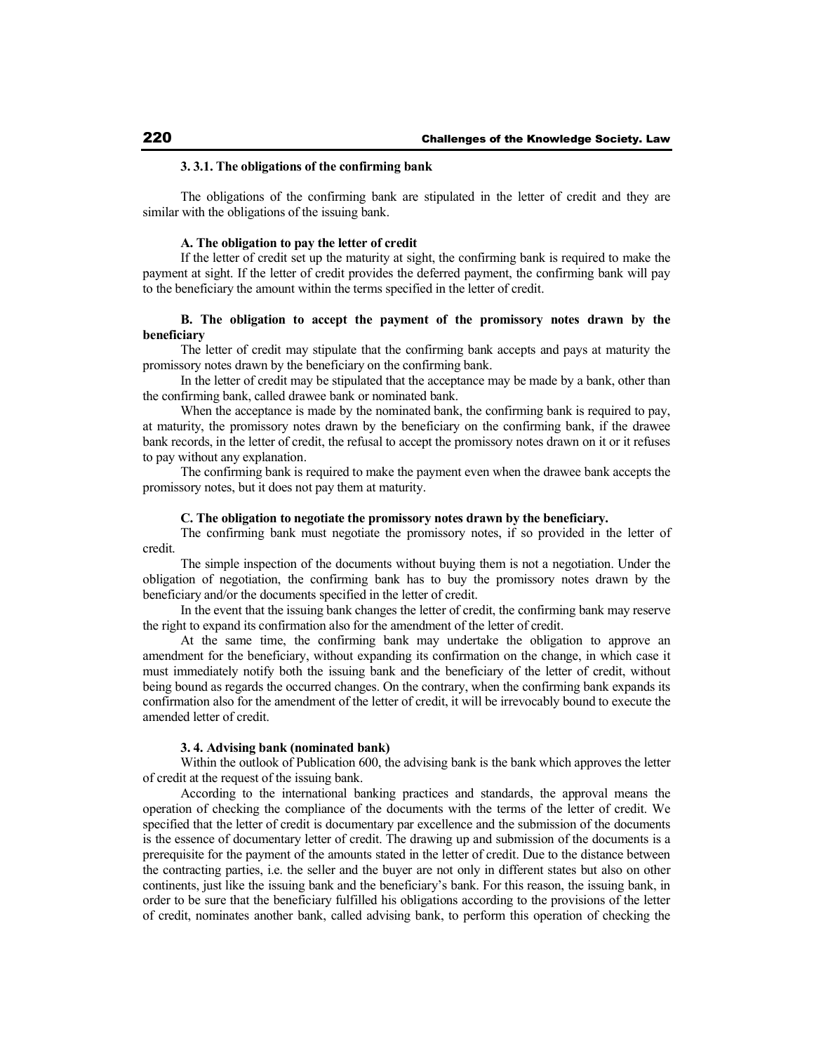### 3. 3.1. The obligations of the confirming bank

The obligations of the confirming bank are stipulated in the letter of credit and they are similar with the obligations of the issuing bank.

#### A. The obligation to pay the letter of credit

If the letter of credit set up the maturity at sight, the confirming bank is required to make the payment at sight. If the letter of credit provides the deferred payment, the confirming bank will pay to the beneficiary the amount within the terms specified in the letter of credit.

#### B. The obligation to accept the payment of the promissory notes drawn by the beneficiary

The letter of credit may stipulate that the confirming bank accepts and pays at maturity the promissory notes drawn by the beneficiary on the confirming bank.

In the letter of credit may be stipulated that the acceptance may be made by a bank, other than the confirming bank, called drawee bank or nominated bank.

When the acceptance is made by the nominated bank, the confirming bank is required to pay, at maturity, the promissory notes drawn by the beneficiary on the confirming bank, if the drawee bank records, in the letter of credit, the refusal to accept the promissory notes drawn on it or it refuses to pay without any explanation.

The confirming bank is required to make the payment even when the drawee bank accepts the promissory notes, but it does not pay them at maturity.

#### C. The obligation to negotiate the promissory notes drawn by the beneficiary.

The confirming bank must negotiate the promissory notes, if so provided in the letter of credit.

The simple inspection of the documents without buying them is not a negotiation. Under the obligation of negotiation, the confirming bank has to buy the promissory notes drawn by the beneficiary and/or the documents specified in the letter of credit.

In the event that the issuing bank changes the letter of credit, the confirming bank may reserve the right to expand its confirmation also for the amendment of the letter of credit.

At the same time, the confirming bank may undertake the obligation to approve an amendment for the beneficiary, without expanding its confirmation on the change, in which case it must immediately notify both the issuing bank and the beneficiary of the letter of credit, without being bound as regards the occurred changes. On the contrary, when the confirming bank expands its confirmation also for the amendment of the letter of credit, it will be irrevocably bound to execute the amended letter of credit.

### 3. 4. Advising bank (nominated bank)

Within the outlook of Publication 600, the advising bank is the bank which approves the letter of credit at the request of the issuing bank.

According to the international banking practices and standards, the approval means the operation of checking the compliance of the documents with the terms of the letter of credit. We specified that the letter of credit is documentary par excellence and the submission of the documents is the essence of documentary letter of credit. The drawing up and submission of the documents is a prerequisite for the payment of the amounts stated in the letter of credit. Due to the distance between the contracting parties, i.e. the seller and the buyer are not only in different states but also on other continents, just like the issuing bank and the beneficiary's bank. For this reason, the issuing bank, in order to be sure that the beneficiary fulfilled his obligations according to the provisions of the letter of credit, nominates another bank, called advising bank, to perform this operation of checking the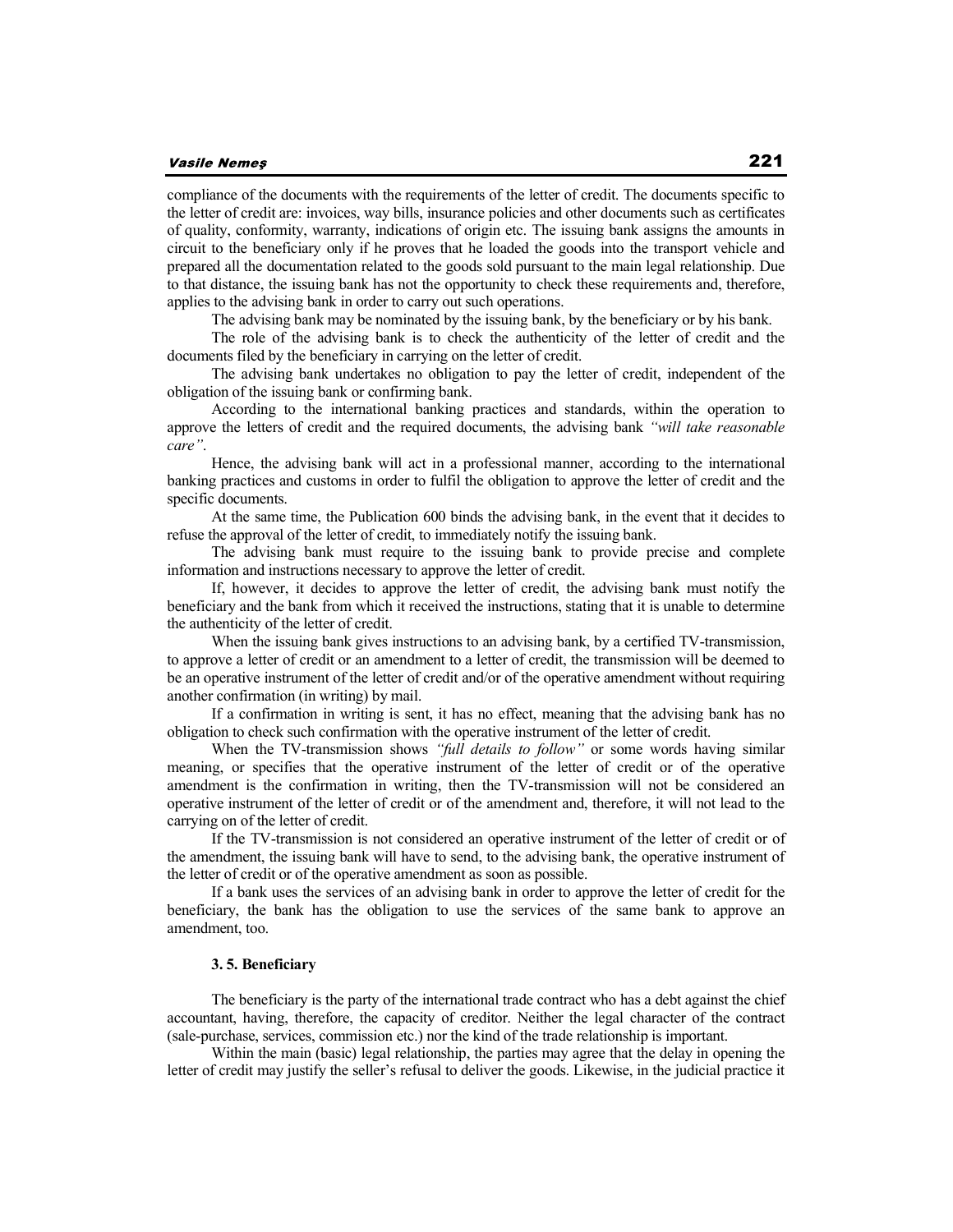compliance of the documents with the requirements of the letter of credit. The documents specific to the letter of credit are: invoices, way bills, insurance policies and other documents such as certificates of quality, conformity, warranty, indications of origin etc. The issuing bank assigns the amounts in circuit to the beneficiary only if he proves that he loaded the goods into the transport vehicle and prepared all the documentation related to the goods sold pursuant to the main legal relationship. Due to that distance, the issuing bank has not the opportunity to check these requirements and, therefore, applies to the advising bank in order to carry out such operations.

The advising bank may be nominated by the issuing bank, by the beneficiary or by his bank.

The role of the advising bank is to check the authenticity of the letter of credit and the documents filed by the beneficiary in carrying on the letter of credit.

The advising bank undertakes no obligation to pay the letter of credit, independent of the obligation of the issuing bank or confirming bank.

According to the international banking practices and standards, within the operation to approve the letters of credit and the required documents, the advising bank *"will take reasonable care"*.

Hence, the advising bank will act in a professional manner, according to the international banking practices and customs in order to fulfil the obligation to approve the letter of credit and the specific documents.

At the same time, the Publication 600 binds the advising bank, in the event that it decides to refuse the approval of the letter of credit, to immediately notify the issuing bank.

The advising bank must require to the issuing bank to provide precise and complete information and instructions necessary to approve the letter of credit.

If, however, it decides to approve the letter of credit, the advising bank must notify the beneficiary and the bank from which it received the instructions, stating that it is unable to determine the authenticity of the letter of credit.

When the issuing bank gives instructions to an advising bank, by a certified TV-transmission, to approve a letter of credit or an amendment to a letter of credit, the transmission will be deemed to be an operative instrument of the letter of credit and/or of the operative amendment without requiring another confirmation (in writing) by mail.

If a confirmation in writing is sent, it has no effect, meaning that the advising bank has no obligation to check such confirmation with the operative instrument of the letter of credit.

When the TV-transmission shows *"full details to follow"* or some words having similar meaning, or specifies that the operative instrument of the letter of credit or of the operative amendment is the confirmation in writing, then the TV-transmission will not be considered an operative instrument of the letter of credit or of the amendment and, therefore, it will not lead to the carrying on of the letter of credit.

If the TV-transmission is not considered an operative instrument of the letter of credit or of the amendment, the issuing bank will have to send, to the advising bank, the operative instrument of the letter of credit or of the operative amendment as soon as possible.

If a bank uses the services of an advising bank in order to approve the letter of credit for the beneficiary, the bank has the obligation to use the services of the same bank to approve an amendment, too.

### 3. 5. Beneficiary

The beneficiary is the party of the international trade contract who has a debt against the chief accountant, having, therefore, the capacity of creditor. Neither the legal character of the contract (sale-purchase, services, commission etc.) nor the kind of the trade relationship is important.

Within the main (basic) legal relationship, the parties may agree that the delay in opening the letter of credit may justify the seller's refusal to deliver the goods. Likewise, in the judicial practice it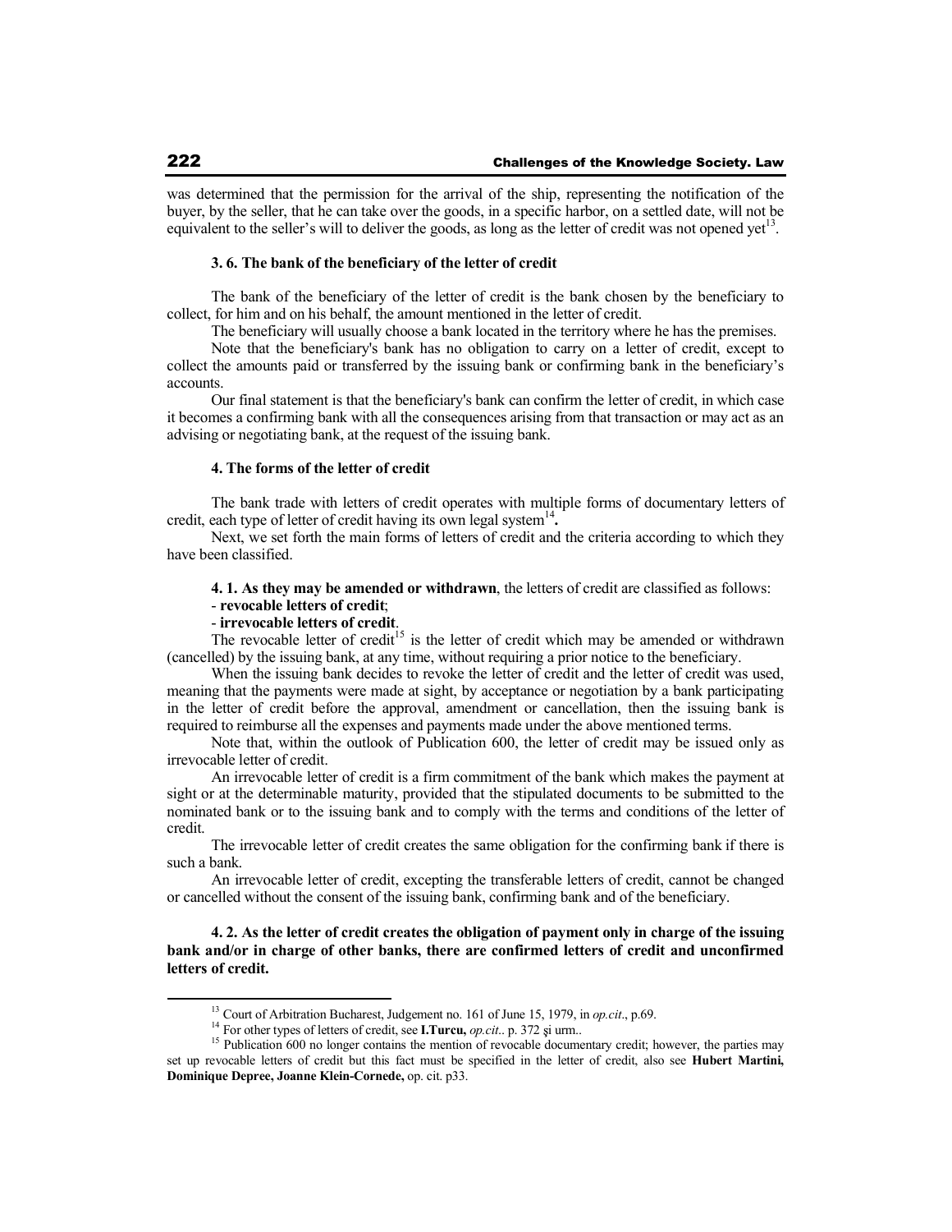was determined that the permission for the arrival of the ship, representing the notification of the buyer, by the seller, that he can take over the goods, in a specific harbor, on a settled date, will not be equivalent to the seller's will to deliver the goods, as long as the letter of credit was not opened yet[13].

### 3. 6. The bank of the beneficiary of the letter of credit

The bank of the beneficiary of the letter of credit is the bank chosen by the beneficiary to collect, for him and on his behalf, the amount mentioned in the letter of credit.

The beneficiary will usually choose a bank located in the territory where he has the premises.

Note that the beneficiary's bank has no obligation to carry on a letter of credit, except to collect the amounts paid or transferred by the issuing bank or confirming bank in the beneficiary's accounts.

Our final statement is that the beneficiary's bank can confirm the letter of credit, in which case it becomes a confirming bank with all the consequences arising from that transaction or may act as an advising or negotiating bank, at the request of the issuing bank.

## 4. The forms of the letter of credit

The bank trade with letters of credit operates with multiple forms of documentary letters of credit, each type of letter of credit having its own legal system[14]**.**

Next, we set forth the main forms of letters of credit and the criteria according to which they have been classified.

**4. 1. As they may be amended or withdrawn**, the letters of credit are classified as follows:

- **revocable letters of credit**;
- **irrevocable letters of credit**.

The revocable letter of credit[15] is the letter of credit which may be amended or withdrawn (cancelled) by the issuing bank, at any time, without requiring a prior notice to the beneficiary.

When the issuing bank decides to revoke the letter of credit and the letter of credit was used, meaning that the payments were made at sight, by acceptance or negotiation by a bank participating in the letter of credit before the approval, amendment or cancellation, then the issuing bank is required to reimburse all the expenses and payments made under the above mentioned terms.

Note that, within the outlook of Publication 600, the letter of credit may be issued only as irrevocable letter of credit.

An irrevocable letter of credit is a firm commitment of the bank which makes the payment at sight or at the determinable maturity, provided that the stipulated documents to be submitted to the nominated bank or to the issuing bank and to comply with the terms and conditions of the letter of credit.

The irrevocable letter of credit creates the same obligation for the confirming bank if there is such a bank.

An irrevocable letter of credit, excepting the transferable letters of credit, cannot be changed or cancelled without the consent of the issuing bank, confirming bank and of the beneficiary.

**4. 2. As the letter of credit creates the obligation of payment only in charge of the issuing bank and/or in charge of other banks, there are confirmed letters of credit and unconfirmed letters of credit.**

---

[13] Court of Arbitration Bucharest, Judgement no. 161 of June 15, 1979, in *op.cit*., p.69.

[14] For other types of letters of credit, see **I.Turcu,** *op.cit.*. p. 372 şi urm..

[15] Publication 600 no longer contains the mention of revocable documentary credit; however, the parties may set up revocable letters of credit but this fact must be specified in the letter of credit, also see **Hubert Martini, Dominique Depree, Joanne Klein-Cornede,** op. cit. p33.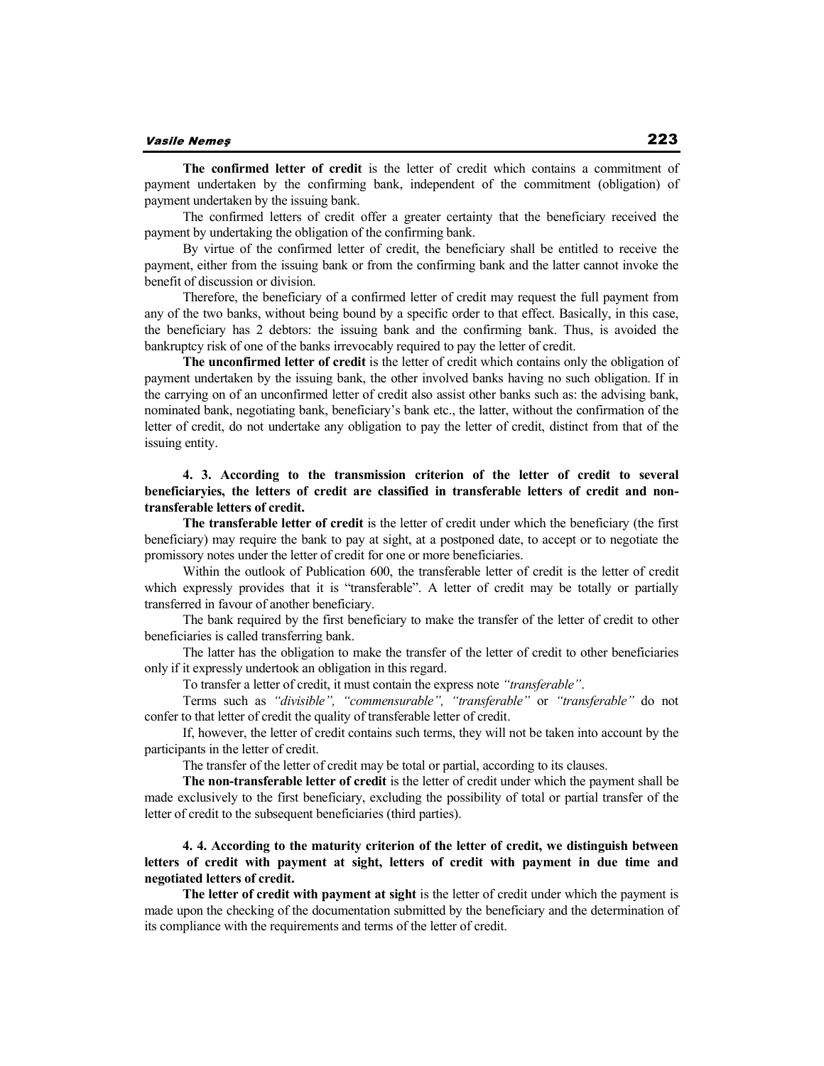**The confirmed letter of credit** is the letter of credit which contains a commitment of payment undertaken by the confirming bank, independent of the commitment (obligation) of payment undertaken by the issuing bank.

The confirmed letters of credit offer a greater certainty that the beneficiary received the payment by undertaking the obligation of the confirming bank.

By virtue of the confirmed letter of credit, the beneficiary shall be entitled to receive the payment, either from the issuing bank or from the confirming bank and the latter cannot invoke the benefit of discussion or division.

Therefore, the beneficiary of a confirmed letter of credit may request the full payment from any of the two banks, without being bound by a specific order to that effect. Basically, in this case, the beneficiary has 2 debtors: the issuing bank and the confirming bank. Thus, is avoided the bankruptcy risk of one of the banks irrevocably required to pay the letter of credit.

**The unconfirmed letter of credit** is the letter of credit which contains only the obligation of payment undertaken by the issuing bank, the other involved banks having no such obligation. If in the carrying on of an unconfirmed letter of credit also assist other banks such as: the advising bank, nominated bank, negotiating bank, beneficiary's bank etc., the latter, without the confirmation of the letter of credit, do not undertake any obligation to pay the letter of credit, distinct from that of the issuing entity.

**4. 3. According to the transmission criterion of the letter of credit to several beneficiaryies, the letters of credit are classified in transferable letters of credit and non-transferable letters of credit.**

**The transferable letter of credit** is the letter of credit under which the beneficiary (the first beneficiary) may require the bank to pay at sight, at a postponed date, to accept or to negotiate the promissory notes under the letter of credit for one or more beneficiaries.

Within the outlook of Publication 600, the transferable letter of credit is the letter of credit which expressly provides that it is "transferable". A letter of credit may be totally or partially transferred in favour of another beneficiary.

The bank required by the first beneficiary to make the transfer of the letter of credit to other beneficiaries is called transferring bank.

The latter has the obligation to make the transfer of the letter of credit to other beneficiaries only if it expressly undertook an obligation in this regard.

To transfer a letter of credit, it must contain the express note *"transferable"*.

Terms such as *"divisible", "commensurable", "transferable"* or *"transferable"* do not confer to that letter of credit the quality of transferable letter of credit.

If, however, the letter of credit contains such terms, they will not be taken into account by the participants in the letter of credit.

The transfer of the letter of credit may be total or partial, according to its clauses.

**The non-transferable letter of credit** is the letter of credit under which the payment shall be made exclusively to the first beneficiary, excluding the possibility of total or partial transfer of the letter of credit to the subsequent beneficiaries (third parties).

**4. 4. According to the maturity criterion of the letter of credit, we distinguish between letters of credit with payment at sight, letters of credit with payment in due time and negotiated letters of credit.**

**The letter of credit with payment at sight** is the letter of credit under which the payment is made upon the checking of the documentation submitted by the beneficiary and the determination of its compliance with the requirements and terms of the letter of credit.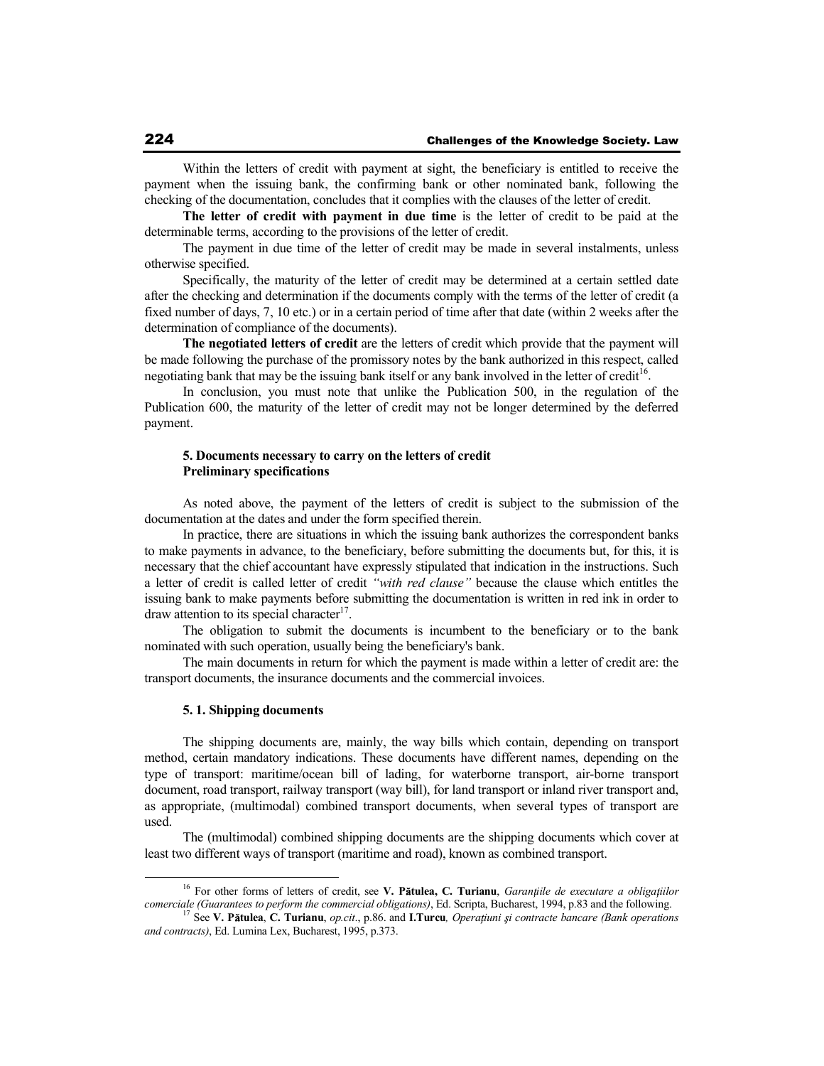Within the letters of credit with payment at sight, the beneficiary is entitled to receive the payment when the issuing bank, the confirming bank or other nominated bank, following the checking of the documentation, concludes that it complies with the clauses of the letter of credit.

**The letter of credit with payment in due time** is the letter of credit to be paid at the determinable terms, according to the provisions of the letter of credit.

The payment in due time of the letter of credit may be made in several instalments, unless otherwise specified.

Specifically, the maturity of the letter of credit may be determined at a certain settled date after the checking and determination if the documents comply with the terms of the letter of credit (a fixed number of days, 7, 10 etc.) or in a certain period of time after that date (within 2 weeks after the determination of compliance of the documents).

**The negotiated letters of credit** are the letters of credit which provide that the payment will be made following the purchase of the promissory notes by the bank authorized in this respect, called negotiating bank that may be the issuing bank itself or any bank involved in the letter of credit[16].

In conclusion, you must note that unlike the Publication 500, in the regulation of the Publication 600, the maturity of the letter of credit may not be longer determined by the deferred payment.

### 5. Documents necessary to carry on the letters of credit
### Preliminary specifications

As noted above, the payment of the letters of credit is subject to the submission of the documentation at the dates and under the form specified therein.

In practice, there are situations in which the issuing bank authorizes the correspondent banks to make payments in advance, to the beneficiary, before submitting the documents but, for this, it is necessary that the chief accountant have expressly stipulated that indication in the instructions. Such a letter of credit is called letter of credit *"with red clause"* because the clause which entitles the issuing bank to make payments before submitting the documentation is written in red ink in order to draw attention to its special character[17].

The obligation to submit the documents is incumbent to the beneficiary or to the bank nominated with such operation, usually being the beneficiary's bank.

The main documents in return for which the payment is made within a letter of credit are: the transport documents, the insurance documents and the commercial invoices.

#### 5. 1. Shipping documents

The shipping documents are, mainly, the way bills which contain, depending on transport method, certain mandatory indications. These documents have different names, depending on the type of transport: maritime/ocean bill of lading, for waterborne transport, air-borne transport document, road transport, railway transport (way bill), for land transport or inland river transport and, as appropriate, (multimodal) combined transport documents, when several types of transport are used.

The (multimodal) combined shipping documents are the shipping documents which cover at least two different ways of transport (maritime and road), known as combined transport.

---

[16] For other forms of letters of credit, see **V. Pătulea, C. Turianu**, *Garanțiile de executare a obligațiilor comerciale (Guarantees to perform the commercial obligations)*, Ed. Scripta, Bucharest, 1994, p.83 and the following.

[17] See **V. Pătulea**, **C. Turianu**, *op.cit*., p.86. and **I.Turcu***, Operațiuni și contracte bancare (Bank operations and contracts)*, Ed. Lumina Lex, Bucharest, 1995, p.373.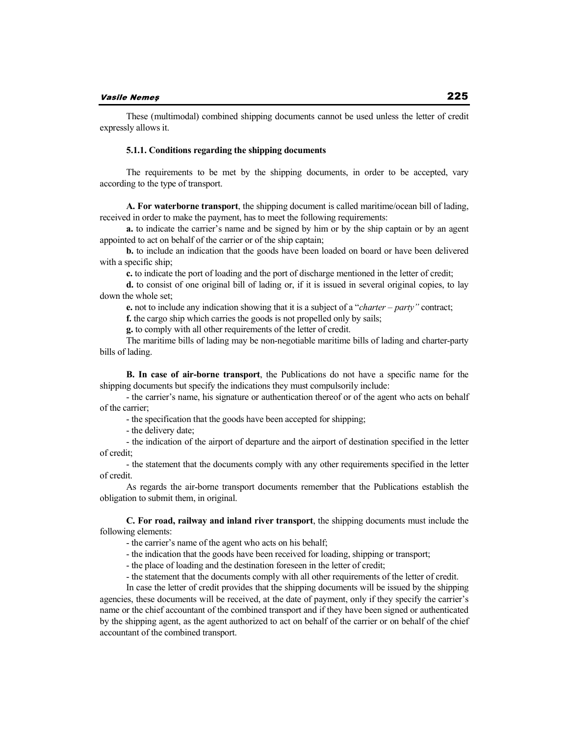These (multimodal) combined shipping documents cannot be used unless the letter of credit expressly allows it.

### 5.1.1. Conditions regarding the shipping documents

The requirements to be met by the shipping documents, in order to be accepted, vary according to the type of transport.

**A. For waterborne transport**, the shipping document is called maritime/ocean bill of lading, received in order to make the payment, has to meet the following requirements:

**a.** to indicate the carrier's name and be signed by him or by the ship captain or by an agent appointed to act on behalf of the carrier or of the ship captain;

**b.** to include an indication that the goods have been loaded on board or have been delivered with a specific ship;

**c.** to indicate the port of loading and the port of discharge mentioned in the letter of credit;

**d.** to consist of one original bill of lading or, if it is issued in several original copies, to lay down the whole set;

**e.** not to include any indication showing that it is a subject of a "*charter – party"* contract;

**f.** the cargo ship which carries the goods is not propelled only by sails;

**g.** to comply with all other requirements of the letter of credit.

The maritime bills of lading may be non-negotiable maritime bills of lading and charter-party bills of lading.

**B. In case of air-borne transport**, the Publications do not have a specific name for the shipping documents but specify the indications they must compulsorily include:

- the carrier's name, his signature or authentication thereof or of the agent who acts on behalf of the carrier;
- the specification that the goods have been accepted for shipping;
- the delivery date;
- the indication of the airport of departure and the airport of destination specified in the letter of credit;
- the statement that the documents comply with any other requirements specified in the letter of credit.

As regards the air-borne transport documents remember that the Publications establish the obligation to submit them, in original.

**C. For road, railway and inland river transport**, the shipping documents must include the following elements:

- the carrier's name of the agent who acts on his behalf;
- the indication that the goods have been received for loading, shipping or transport;
- the place of loading and the destination foreseen in the letter of credit;
- the statement that the documents comply with all other requirements of the letter of credit.

In case the letter of credit provides that the shipping documents will be issued by the shipping agencies, these documents will be received, at the date of payment, only if they specify the carrier's name or the chief accountant of the combined transport and if they have been signed or authenticated by the shipping agent, as the agent authorized to act on behalf of the carrier or on behalf of the chief accountant of the combined transport.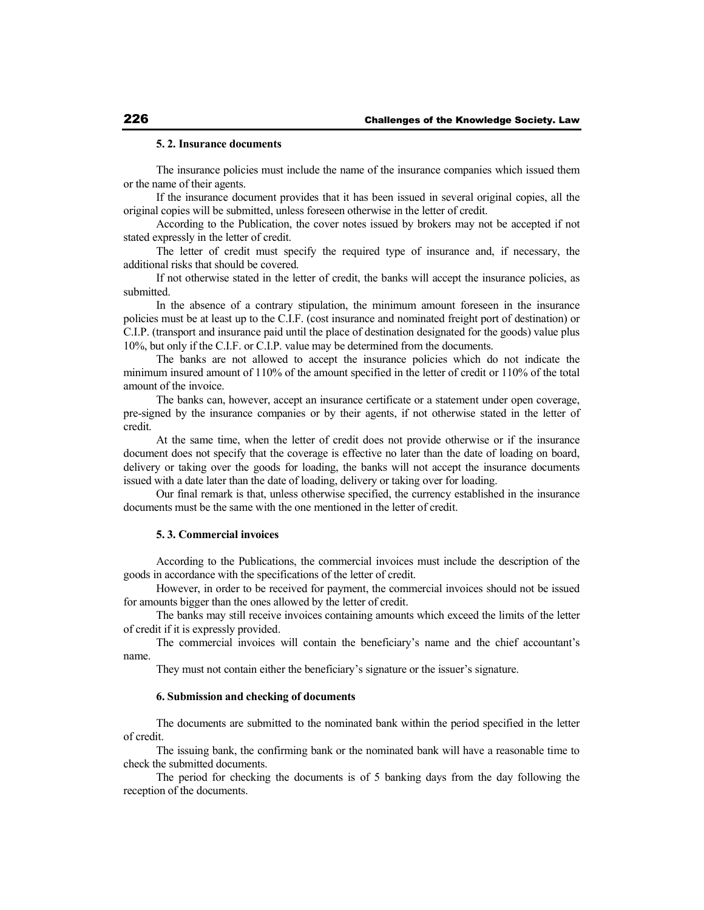### 5. 2. Insurance documents

The insurance policies must include the name of the insurance companies which issued them or the name of their agents.

If the insurance document provides that it has been issued in several original copies, all the original copies will be submitted, unless foreseen otherwise in the letter of credit.

According to the Publication, the cover notes issued by brokers may not be accepted if not stated expressly in the letter of credit.

The letter of credit must specify the required type of insurance and, if necessary, the additional risks that should be covered.

If not otherwise stated in the letter of credit, the banks will accept the insurance policies, as submitted.

In the absence of a contrary stipulation, the minimum amount foreseen in the insurance policies must be at least up to the C.I.F. (cost insurance and nominated freight port of destination) or C.I.P. (transport and insurance paid until the place of destination designated for the goods) value plus 10%, but only if the C.I.F. or C.I.P. value may be determined from the documents.

The banks are not allowed to accept the insurance policies which do not indicate the minimum insured amount of 110% of the amount specified in the letter of credit or 110% of the total amount of the invoice.

The banks can, however, accept an insurance certificate or a statement under open coverage, pre-signed by the insurance companies or by their agents, if not otherwise stated in the letter of credit.

At the same time, when the letter of credit does not provide otherwise or if the insurance document does not specify that the coverage is effective no later than the date of loading on board, delivery or taking over the goods for loading, the banks will not accept the insurance documents issued with a date later than the date of loading, delivery or taking over for loading.

Our final remark is that, unless otherwise specified, the currency established in the insurance documents must be the same with the one mentioned in the letter of credit.

### 5. 3. Commercial invoices

According to the Publications, the commercial invoices must include the description of the goods in accordance with the specifications of the letter of credit.

However, in order to be received for payment, the commercial invoices should not be issued for amounts bigger than the ones allowed by the letter of credit.

The banks may still receive invoices containing amounts which exceed the limits of the letter of credit if it is expressly provided.

The commercial invoices will contain the beneficiary's name and the chief accountant's name.

They must not contain either the beneficiary's signature or the issuer's signature.

## 6. Submission and checking of documents

The documents are submitted to the nominated bank within the period specified in the letter of credit.

The issuing bank, the confirming bank or the nominated bank will have a reasonable time to check the submitted documents.

The period for checking the documents is of 5 banking days from the day following the reception of the documents.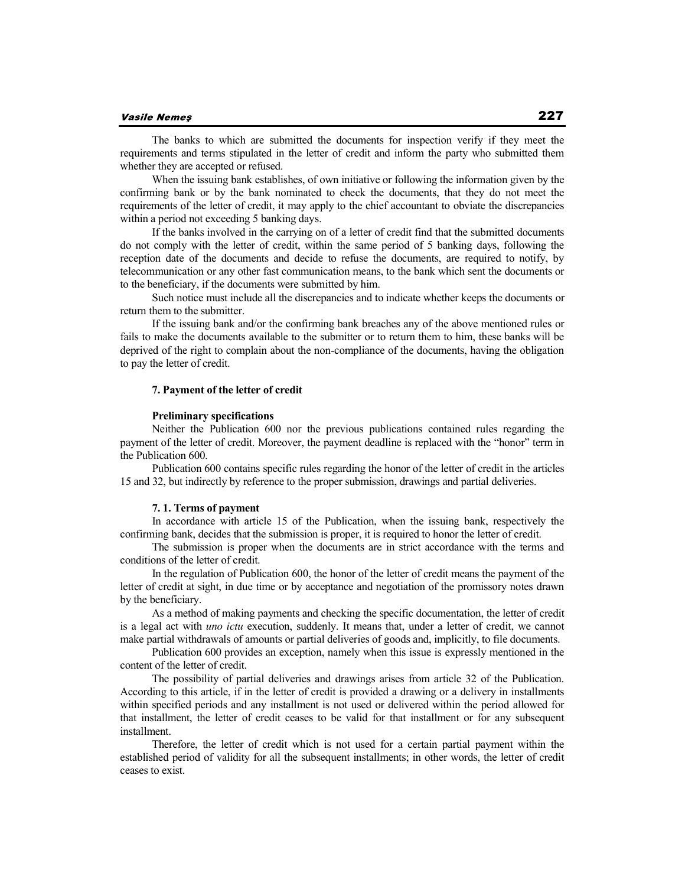The banks to which are submitted the documents for inspection verify if they meet the requirements and terms stipulated in the letter of credit and inform the party who submitted them whether they are accepted or refused.

When the issuing bank establishes, of own initiative or following the information given by the confirming bank or by the bank nominated to check the documents, that they do not meet the requirements of the letter of credit, it may apply to the chief accountant to obviate the discrepancies within a period not exceeding 5 banking days.

If the banks involved in the carrying on of a letter of credit find that the submitted documents do not comply with the letter of credit, within the same period of 5 banking days, following the reception date of the documents and decide to refuse the documents, are required to notify, by telecommunication or any other fast communication means, to the bank which sent the documents or to the beneficiary, if the documents were submitted by him.

Such notice must include all the discrepancies and to indicate whether keeps the documents or return them to the submitter.

If the issuing bank and/or the confirming bank breaches any of the above mentioned rules or fails to make the documents available to the submitter or to return them to him, these banks will be deprived of the right to complain about the non-compliance of the documents, having the obligation to pay the letter of credit.

### 7. Payment of the letter of credit

**Preliminary specifications**

Neither the Publication 600 nor the previous publications contained rules regarding the payment of the letter of credit. Moreover, the payment deadline is replaced with the "honor" term in the Publication 600.

Publication 600 contains specific rules regarding the honor of the letter of credit in the articles 15 and 32, but indirectly by reference to the proper submission, drawings and partial deliveries.

#### 7. 1. Terms of payment

In accordance with article 15 of the Publication, when the issuing bank, respectively the confirming bank, decides that the submission is proper, it is required to honor the letter of credit.

The submission is proper when the documents are in strict accordance with the terms and conditions of the letter of credit.

In the regulation of Publication 600, the honor of the letter of credit means the payment of the letter of credit at sight, in due time or by acceptance and negotiation of the promissory notes drawn by the beneficiary.

As a method of making payments and checking the specific documentation, the letter of credit is a legal act with *uno ictu* execution, suddenly. It means that, under a letter of credit, we cannot make partial withdrawals of amounts or partial deliveries of goods and, implicitly, to file documents.

Publication 600 provides an exception, namely when this issue is expressly mentioned in the content of the letter of credit.

The possibility of partial deliveries and drawings arises from article 32 of the Publication. According to this article, if in the letter of credit is provided a drawing or a delivery in installments within specified periods and any installment is not used or delivered within the period allowed for that installment, the letter of credit ceases to be valid for that installment or for any subsequent installment.

Therefore, the letter of credit which is not used for a certain partial payment within the established period of validity for all the subsequent installments; in other words, the letter of credit ceases to exist.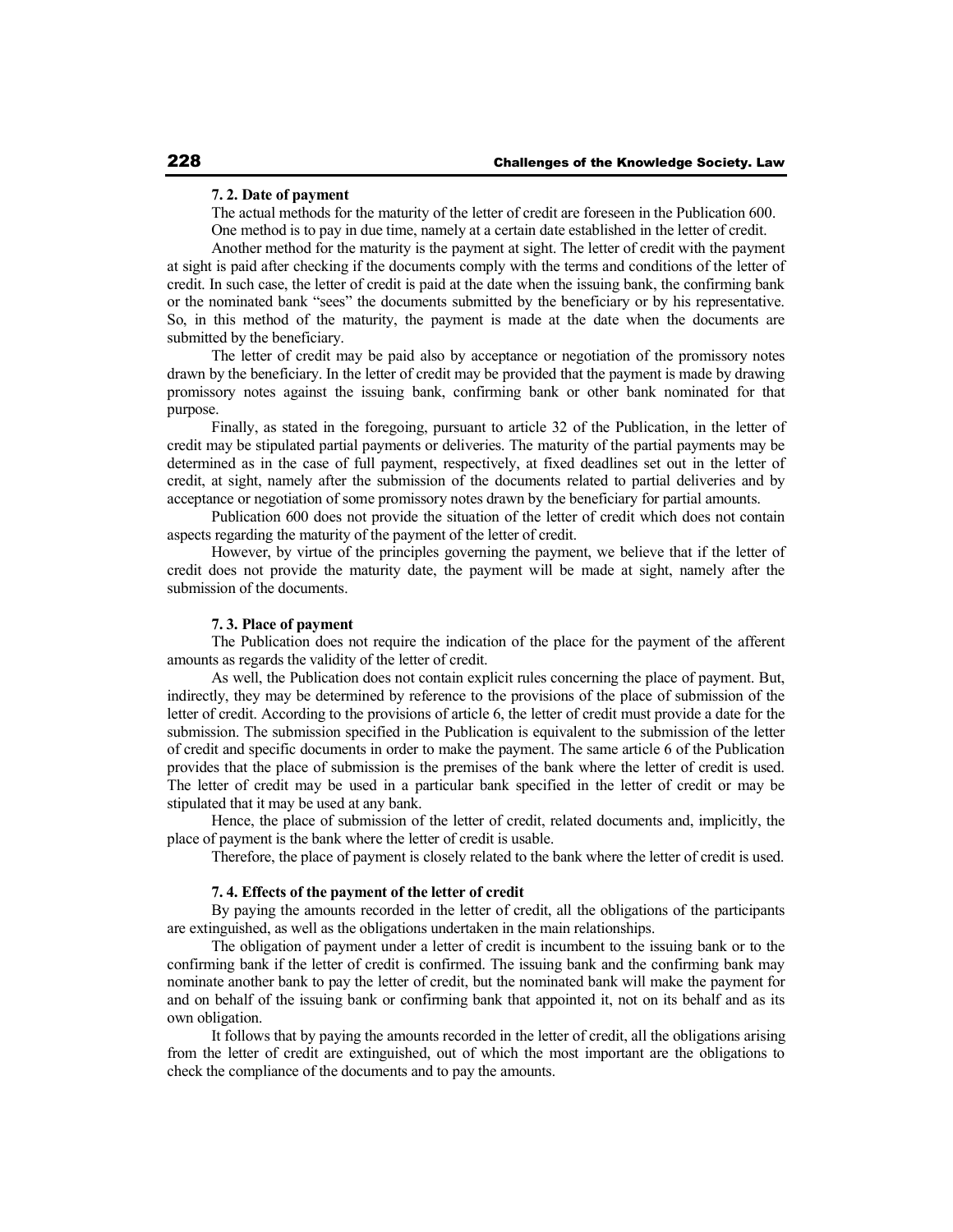### 7. 2. Date of payment

The actual methods for the maturity of the letter of credit are foreseen in the Publication 600.

One method is to pay in due time, namely at a certain date established in the letter of credit.

Another method for the maturity is the payment at sight. The letter of credit with the payment at sight is paid after checking if the documents comply with the terms and conditions of the letter of credit. In such case, the letter of credit is paid at the date when the issuing bank, the confirming bank or the nominated bank "sees" the documents submitted by the beneficiary or by his representative. So, in this method of the maturity, the payment is made at the date when the documents are submitted by the beneficiary.

The letter of credit may be paid also by acceptance or negotiation of the promissory notes drawn by the beneficiary. In the letter of credit may be provided that the payment is made by drawing promissory notes against the issuing bank, confirming bank or other bank nominated for that purpose.

Finally, as stated in the foregoing, pursuant to article 32 of the Publication, in the letter of credit may be stipulated partial payments or deliveries. The maturity of the partial payments may be determined as in the case of full payment, respectively, at fixed deadlines set out in the letter of credit, at sight, namely after the submission of the documents related to partial deliveries and by acceptance or negotiation of some promissory notes drawn by the beneficiary for partial amounts.

Publication 600 does not provide the situation of the letter of credit which does not contain aspects regarding the maturity of the payment of the letter of credit.

However, by virtue of the principles governing the payment, we believe that if the letter of credit does not provide the maturity date, the payment will be made at sight, namely after the submission of the documents.

### 7. 3. Place of payment

The Publication does not require the indication of the place for the payment of the afferent amounts as regards the validity of the letter of credit.

As well, the Publication does not contain explicit rules concerning the place of payment. But, indirectly, they may be determined by reference to the provisions of the place of submission of the letter of credit. According to the provisions of article 6, the letter of credit must provide a date for the submission. The submission specified in the Publication is equivalent to the submission of the letter of credit and specific documents in order to make the payment. The same article 6 of the Publication provides that the place of submission is the premises of the bank where the letter of credit is used. The letter of credit may be used in a particular bank specified in the letter of credit or may be stipulated that it may be used at any bank.

Hence, the place of submission of the letter of credit, related documents and, implicitly, the place of payment is the bank where the letter of credit is usable.

Therefore, the place of payment is closely related to the bank where the letter of credit is used.

### 7. 4. Effects of the payment of the letter of credit

By paying the amounts recorded in the letter of credit, all the obligations of the participants are extinguished, as well as the obligations undertaken in the main relationships.

The obligation of payment under a letter of credit is incumbent to the issuing bank or to the confirming bank if the letter of credit is confirmed. The issuing bank and the confirming bank may nominate another bank to pay the letter of credit, but the nominated bank will make the payment for and on behalf of the issuing bank or confirming bank that appointed it, not on its behalf and as its own obligation.

It follows that by paying the amounts recorded in the letter of credit, all the obligations arising from the letter of credit are extinguished, out of which the most important are the obligations to check the compliance of the documents and to pay the amounts.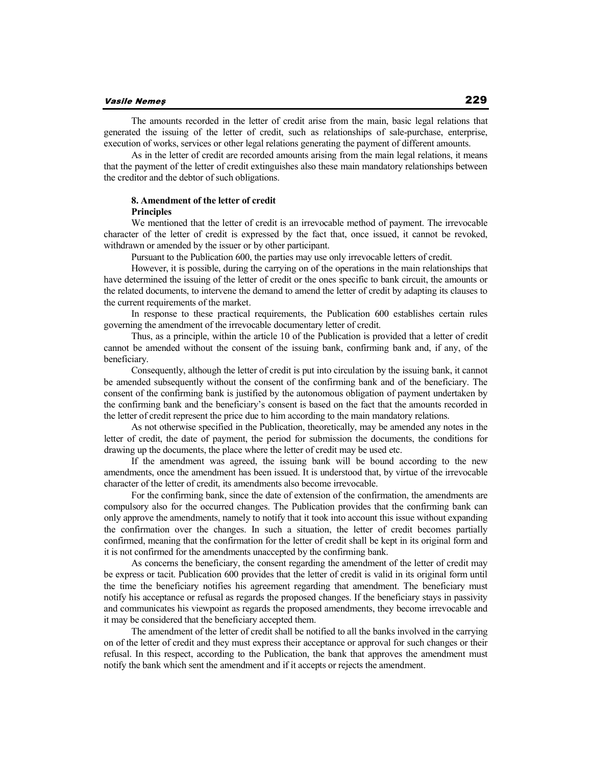The amounts recorded in the letter of credit arise from the main, basic legal relations that generated the issuing of the letter of credit, such as relationships of sale-purchase, enterprise, execution of works, services or other legal relations generating the payment of different amounts.

As in the letter of credit are recorded amounts arising from the main legal relations, it means that the payment of the letter of credit extinguishes also these main mandatory relationships between the creditor and the debtor of such obligations.

### 8. Amendment of the letter of credit

**Principles**

We mentioned that the letter of credit is an irrevocable method of payment. The irrevocable character of the letter of credit is expressed by the fact that, once issued, it cannot be revoked, withdrawn or amended by the issuer or by other participant.

Pursuant to the Publication 600, the parties may use only irrevocable letters of credit.

However, it is possible, during the carrying on of the operations in the main relationships that have determined the issuing of the letter of credit or the ones specific to bank circuit, the amounts or the related documents, to intervene the demand to amend the letter of credit by adapting its clauses to the current requirements of the market.

In response to these practical requirements, the Publication 600 establishes certain rules governing the amendment of the irrevocable documentary letter of credit.

Thus, as a principle, within the article 10 of the Publication is provided that a letter of credit cannot be amended without the consent of the issuing bank, confirming bank and, if any, of the beneficiary.

Consequently, although the letter of credit is put into circulation by the issuing bank, it cannot be amended subsequently without the consent of the confirming bank and of the beneficiary. The consent of the confirming bank is justified by the autonomous obligation of payment undertaken by the confirming bank and the beneficiary's consent is based on the fact that the amounts recorded in the letter of credit represent the price due to him according to the main mandatory relations.

As not otherwise specified in the Publication, theoretically, may be amended any notes in the letter of credit, the date of payment, the period for submission the documents, the conditions for drawing up the documents, the place where the letter of credit may be used etc.

If the amendment was agreed, the issuing bank will be bound according to the new amendments, once the amendment has been issued. It is understood that, by virtue of the irrevocable character of the letter of credit, its amendments also become irrevocable.

For the confirming bank, since the date of extension of the confirmation, the amendments are compulsory also for the occurred changes. The Publication provides that the confirming bank can only approve the amendments, namely to notify that it took into account this issue without expanding the confirmation over the changes. In such a situation, the letter of credit becomes partially confirmed, meaning that the confirmation for the letter of credit shall be kept in its original form and it is not confirmed for the amendments unaccepted by the confirming bank.

As concerns the beneficiary, the consent regarding the amendment of the letter of credit may be express or tacit. Publication 600 provides that the letter of credit is valid in its original form until the time the beneficiary notifies his agreement regarding that amendment. The beneficiary must notify his acceptance or refusal as regards the proposed changes. If the beneficiary stays in passivity and communicates his viewpoint as regards the proposed amendments, they become irrevocable and it may be considered that the beneficiary accepted them.

The amendment of the letter of credit shall be notified to all the banks involved in the carrying on of the letter of credit and they must express their acceptance or approval for such changes or their refusal. In this respect, according to the Publication, the bank that approves the amendment must notify the bank which sent the amendment and if it accepts or rejects the amendment.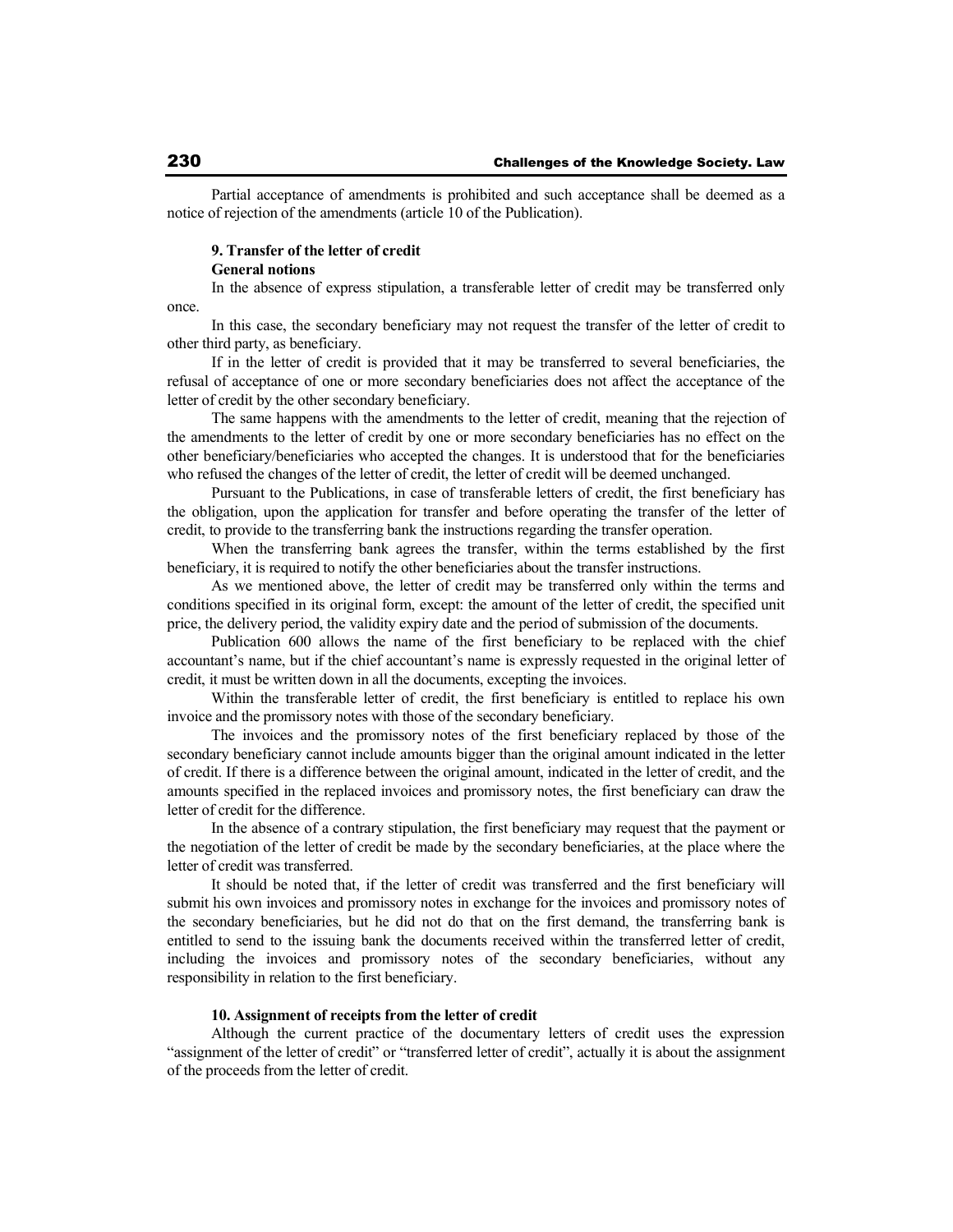Partial acceptance of amendments is prohibited and such acceptance shall be deemed as a notice of rejection of the amendments (article 10 of the Publication).

### 9. Transfer of the letter of credit

**General notions**

In the absence of express stipulation, a transferable letter of credit may be transferred only once.

In this case, the secondary beneficiary may not request the transfer of the letter of credit to other third party, as beneficiary.

If in the letter of credit is provided that it may be transferred to several beneficiaries, the refusal of acceptance of one or more secondary beneficiaries does not affect the acceptance of the letter of credit by the other secondary beneficiary.

The same happens with the amendments to the letter of credit, meaning that the rejection of the amendments to the letter of credit by one or more secondary beneficiaries has no effect on the other beneficiary/beneficiaries who accepted the changes. It is understood that for the beneficiaries who refused the changes of the letter of credit, the letter of credit will be deemed unchanged.

Pursuant to the Publications, in case of transferable letters of credit, the first beneficiary has the obligation, upon the application for transfer and before operating the transfer of the letter of credit, to provide to the transferring bank the instructions regarding the transfer operation.

When the transferring bank agrees the transfer, within the terms established by the first beneficiary, it is required to notify the other beneficiaries about the transfer instructions.

As we mentioned above, the letter of credit may be transferred only within the terms and conditions specified in its original form, except: the amount of the letter of credit, the specified unit price, the delivery period, the validity expiry date and the period of submission of the documents.

Publication 600 allows the name of the first beneficiary to be replaced with the chief accountant's name, but if the chief accountant's name is expressly requested in the original letter of credit, it must be written down in all the documents, excepting the invoices.

Within the transferable letter of credit, the first beneficiary is entitled to replace his own invoice and the promissory notes with those of the secondary beneficiary.

The invoices and the promissory notes of the first beneficiary replaced by those of the secondary beneficiary cannot include amounts bigger than the original amount indicated in the letter of credit. If there is a difference between the original amount, indicated in the letter of credit, and the amounts specified in the replaced invoices and promissory notes, the first beneficiary can draw the letter of credit for the difference.

In the absence of a contrary stipulation, the first beneficiary may request that the payment or the negotiation of the letter of credit be made by the secondary beneficiaries, at the place where the letter of credit was transferred.

It should be noted that, if the letter of credit was transferred and the first beneficiary will submit his own invoices and promissory notes in exchange for the invoices and promissory notes of the secondary beneficiaries, but he did not do that on the first demand, the transferring bank is entitled to send to the issuing bank the documents received within the transferred letter of credit, including the invoices and promissory notes of the secondary beneficiaries, without any responsibility in relation to the first beneficiary.

### 10. Assignment of receipts from the letter of credit

Although the current practice of the documentary letters of credit uses the expression "assignment of the letter of credit" or "transferred letter of credit", actually it is about the assignment of the proceeds from the letter of credit.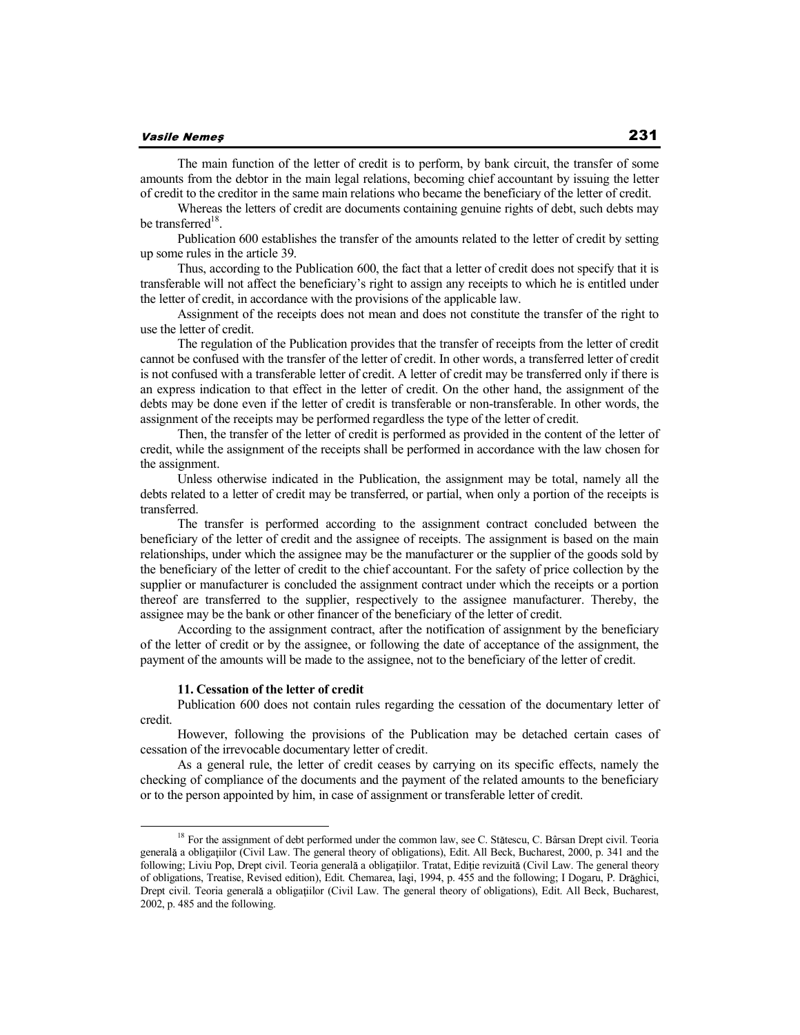The main function of the letter of credit is to perform, by bank circuit, the transfer of some amounts from the debtor in the main legal relations, becoming chief accountant by issuing the letter of credit to the creditor in the same main relations who became the beneficiary of the letter of credit.

Whereas the letters of credit are documents containing genuine rights of debt, such debts may be transferred[18].

Publication 600 establishes the transfer of the amounts related to the letter of credit by setting up some rules in the article 39.

Thus, according to the Publication 600, the fact that a letter of credit does not specify that it is transferable will not affect the beneficiary's right to assign any receipts to which he is entitled under the letter of credit, in accordance with the provisions of the applicable law.

Assignment of the receipts does not mean and does not constitute the transfer of the right to use the letter of credit.

The regulation of the Publication provides that the transfer of receipts from the letter of credit cannot be confused with the transfer of the letter of credit. In other words, a transferred letter of credit is not confused with a transferable letter of credit. A letter of credit may be transferred only if there is an express indication to that effect in the letter of credit. On the other hand, the assignment of the debts may be done even if the letter of credit is transferable or non-transferable. In other words, the assignment of the receipts may be performed regardless the type of the letter of credit.

Then, the transfer of the letter of credit is performed as provided in the content of the letter of credit, while the assignment of the receipts shall be performed in accordance with the law chosen for the assignment.

Unless otherwise indicated in the Publication, the assignment may be total, namely all the debts related to a letter of credit may be transferred, or partial, when only a portion of the receipts is transferred.

The transfer is performed according to the assignment contract concluded between the beneficiary of the letter of credit and the assignee of receipts. The assignment is based on the main relationships, under which the assignee may be the manufacturer or the supplier of the goods sold by the beneficiary of the letter of credit to the chief accountant. For the safety of price collection by the supplier or manufacturer is concluded the assignment contract under which the receipts or a portion thereof are transferred to the supplier, respectively to the assignee manufacturer. Thereby, the assignee may be the bank or other financer of the beneficiary of the letter of credit.

According to the assignment contract, after the notification of assignment by the beneficiary of the letter of credit or by the assignee, or following the date of acceptance of the assignment, the payment of the amounts will be made to the assignee, not to the beneficiary of the letter of credit.

#### 11. Cessation of the letter of credit

Publication 600 does not contain rules regarding the cessation of the documentary letter of credit.

However, following the provisions of the Publication may be detached certain cases of cessation of the irrevocable documentary letter of credit.

As a general rule, the letter of credit ceases by carrying on its specific effects, namely the checking of compliance of the documents and the payment of the related amounts to the beneficiary or to the person appointed by him, in case of assignment or transferable letter of credit.

---

[18] For the assignment of debt performed under the common law, see C. Stătescu, C. Bârsan Drept civil. Teoria generală a obligaţiilor (Civil Law. The general theory of obligations), Edit. All Beck, Bucharest, 2000, p. 341 and the following; Liviu Pop, Drept civil. Teoria generală a obligaţiilor. Tratat, Ediţie revizuită (Civil Law. The general theory of obligations, Treatise, Revised edition), Edit. Chemarea, Iaşi, 1994, p. 455 and the following; I Dogaru, P. Drăghici, Drept civil. Teoria generală a obligaţiilor (Civil Law. The general theory of obligations), Edit. All Beck, Bucharest, 2002, p. 485 and the following.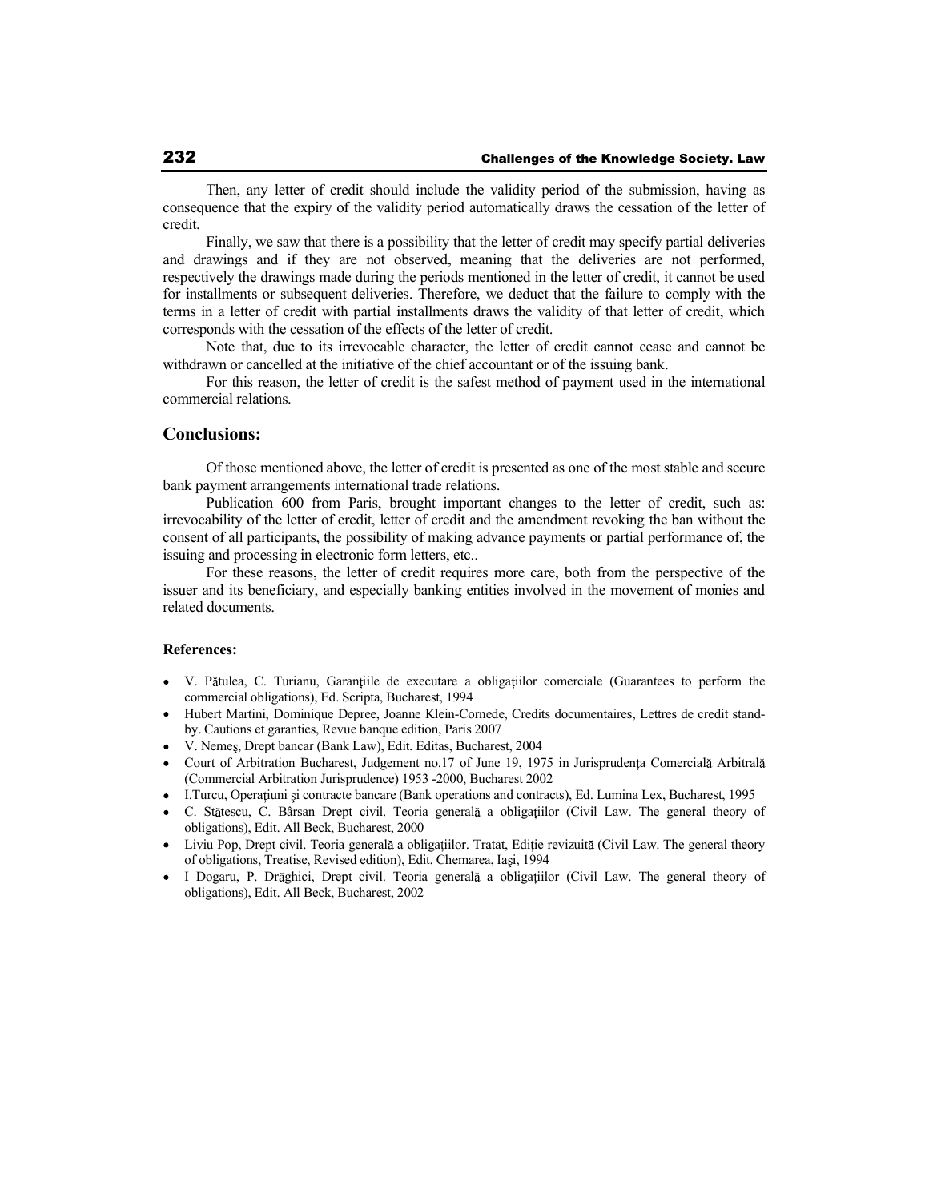Then, any letter of credit should include the validity period of the submission, having as consequence that the expiry of the validity period automatically draws the cessation of the letter of credit.

Finally, we saw that there is a possibility that the letter of credit may specify partial deliveries and drawings and if they are not observed, meaning that the deliveries are not performed, respectively the drawings made during the periods mentioned in the letter of credit, it cannot be used for installments or subsequent deliveries. Therefore, we deduct that the failure to comply with the terms in a letter of credit with partial installments draws the validity of that letter of credit, which corresponds with the cessation of the effects of the letter of credit.

Note that, due to its irrevocable character, the letter of credit cannot cease and cannot be withdrawn or cancelled at the initiative of the chief accountant or of the issuing bank.

For this reason, the letter of credit is the safest method of payment used in the international commercial relations.

## Conclusions:

Of those mentioned above, the letter of credit is presented as one of the most stable and secure bank payment arrangements international trade relations.

Publication 600 from Paris, brought important changes to the letter of credit, such as: irrevocability of the letter of credit, letter of credit and the amendment revoking the ban without the consent of all participants, the possibility of making advance payments or partial performance of, the issuing and processing in electronic form letters, etc..

For these reasons, the letter of credit requires more care, both from the perspective of the issuer and its beneficiary, and especially banking entities involved in the movement of monies and related documents.

### References:

- V. Pătulea, C. Turianu, Garanţiile de executare a obligaţiilor comerciale (Guarantees to perform the commercial obligations), Ed. Scripta, Bucharest, 1994
- Hubert Martini, Dominique Depree, Joanne Klein-Cornede, Credits documentaires, Lettres de credit stand-by. Cautions et garanties, Revue banque edition, Paris 2007
- V. Nemeş, Drept bancar (Bank Law), Edit. Editas, Bucharest, 2004
- Court of Arbitration Bucharest, Judgement no.17 of June 19, 1975 in Jurisprudenţa Comercială Arbitrală (Commercial Arbitration Jurisprudence) 1953 -2000, Bucharest 2002
- I.Turcu, Operaţiuni şi contracte bancare (Bank operations and contracts), Ed. Lumina Lex, Bucharest, 1995
- C. Stătescu, C. Bârsan Drept civil. Teoria generală a obligaţiilor (Civil Law. The general theory of obligations), Edit. All Beck, Bucharest, 2000
- Liviu Pop, Drept civil. Teoria generală a obligaţiilor. Tratat, Ediţie revizuită (Civil Law. The general theory of obligations, Treatise, Revised edition), Edit. Chemarea, Iaşi, 1994
- I Dogaru, P. Drăghici, Drept civil. Teoria generală a obligaţiilor (Civil Law. The general theory of obligations), Edit. All Beck, Bucharest, 2002